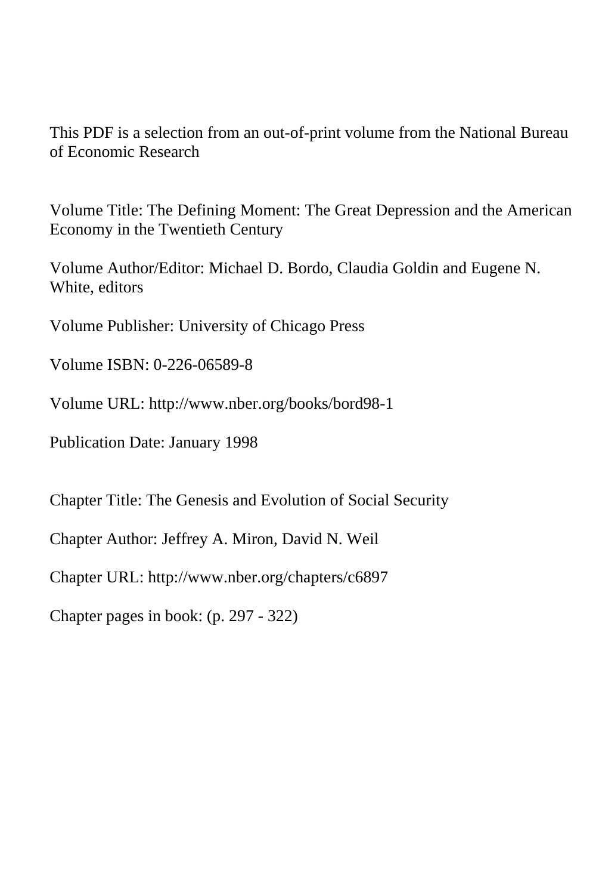This PDF is a selection from an out-of-print volume from the National Bureau of Economic Research

Volume Title: The Defining Moment: The Great Depression and the American Economy in the Twentieth Century

Volume Author/Editor: Michael D. Bordo, Claudia Goldin and Eugene N. White, editors

Volume Publisher: University of Chicago Press

Volume ISBN: 0-226-06589-8

Volume URL: http://www.nber.org/books/bord98-1

Publication Date: January 1998

Chapter Title: The Genesis and Evolution of Social Security

Chapter Author: Jeffrey A. Miron, David N. Weil

Chapter URL: http://www.nber.org/chapters/c6897

Chapter pages in book: (p. 297 - 322)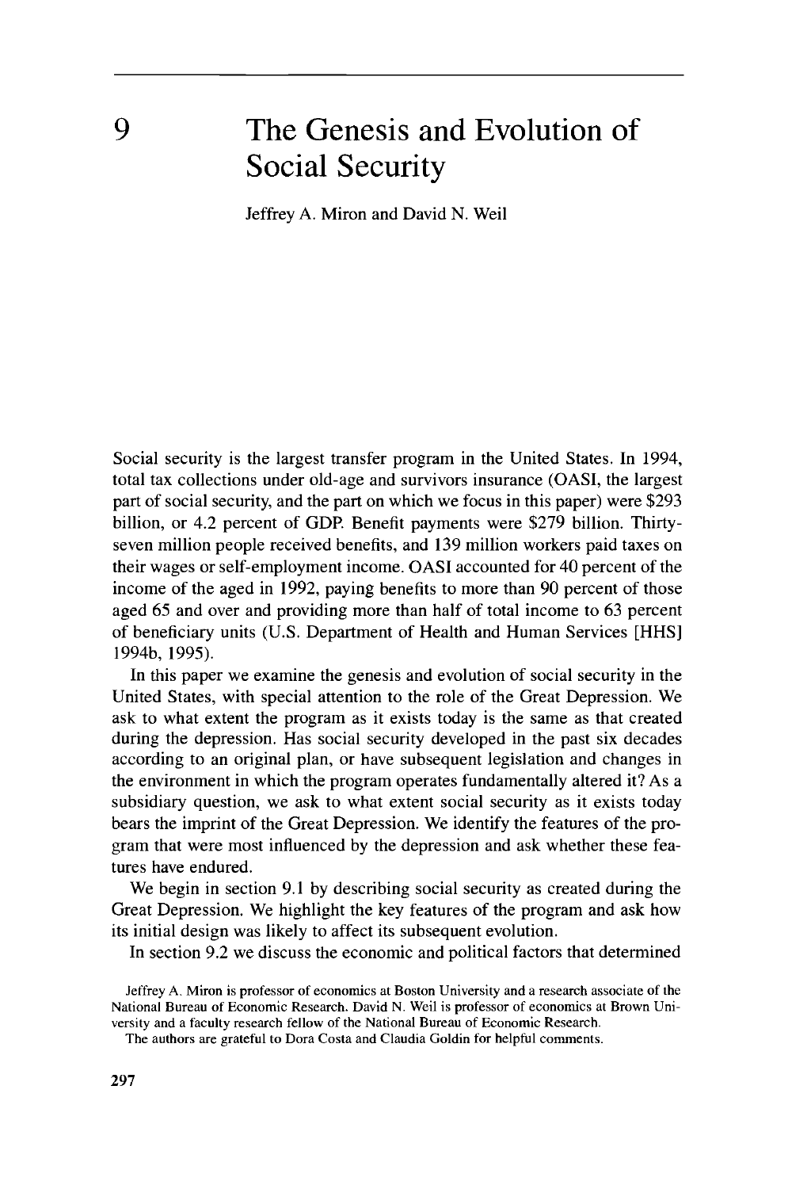# 9 The Genesis and Evolution of Social Security

Jeffrey A. Miron and David N. Weil

Social security is the largest transfer program in the United States. In 1994, total tax collections under old-age and survivors insurance (OASI, the largest part of social security, and the part on which we focus in this paper) were $293 billion, or 4.2 percent of GDP. Benefit payments were $279 billion. Thirty-seven million people received benefits, and 139 million workers paid taxes on their wages or self-employment income. OASI accounted for 40 percent of the income of the aged in 1992, paying benefits to more than 90 percent of those aged 65 and over and providing more than half of total income to 63 percent of beneficiary units (U.S. Department of Health and Human Services [HHS] 1994b, 1995).

In this paper we examine the genesis and evolution of social security in the United States, with special attention to the role of the Great Depression. We ask to what extent the program as it exists today is the same as that created during the depression. Has social security developed in the past six decades according to an original plan, or have subsequent legislation and changes in the environment in which the program operates fundamentally altered it? As a subsidiary question, we ask to what extent social security as it exists today bears the imprint of the Great Depression. We identify the features of the program that were most influenced by the depression and ask whether these features have endured.

We begin in section 9.1 by describing social security as created during the Great Depression. We highlight the key features of the program and ask how its initial design was likely to affect its subsequent evolution.

In section 9.2 we discuss the economic and political factors that determined

Jeffrey A. Miron is professor of economics at Boston University and a research associate of the National Bureau of Economic Research. David N. Weil is professor of economics at Brown University and a faculty research fellow of the National Bureau of Economic Research.

The authors are grateful to Dora Costa and Claudia Goldin for helpful comments.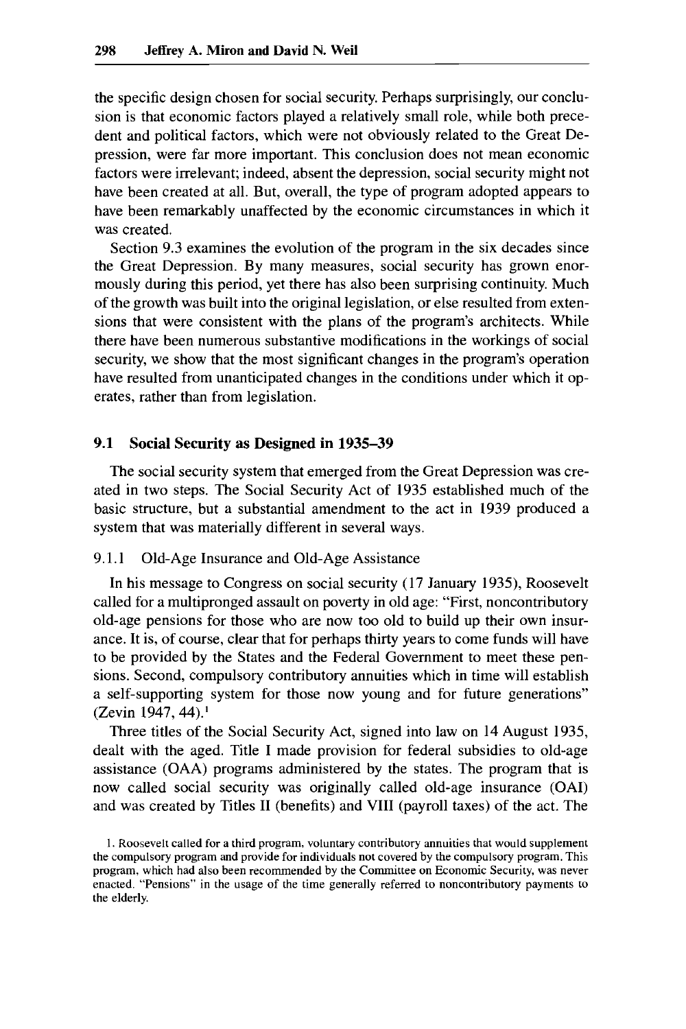the specific design chosen for social security. Perhaps surprisingly, our conclusion is that economic factors played a relatively small role, while both precedent and political factors, which were not obviously related to the Great Depression, were far more important. This conclusion does not mean economic factors were irrelevant; indeed, absent the depression, social security might not have been created at all. But, overall, the type of program adopted appears to have been remarkably unaffected by the economic circumstances in which it was created.

Section 9.3 examines the evolution of the program in the six decades since the Great Depression. By many measures, social security has grown enormously during this period, yet there has also been surprising continuity. Much of the growth was built into the original legislation, or else resulted from extensions that were consistent with the plans of the program's architects. While there have been numerous substantive modifications in the workings of social security, we show that the most significant changes in the program's operation have resulted from unanticipated changes in the conditions under which it operates, rather than from legislation.

## 9.1 Social Security as Designed in 1935–39

The social security system that emerged from the Great Depression was created in two steps. The Social Security Act of 1935 established much of the basic structure, but a substantial amendment to the act in 1939 produced a system that was materially different in several ways.

### 9.1.1 Old-Age Insurance and Old-Age Assistance

In his message to Congress on social security (17 January 1935), Roosevelt called for a multipronged assault on poverty in old age: "First, noncontributory old-age pensions for those who are now too old to build up their own insurance. It is, of course, clear that for perhaps thirty years to come funds will have to be provided by the States and the Federal Government to meet these pensions. Second, compulsory contributory annuities which in time will establish a self-supporting system for those now young and for future generations" (Zevin 1947, 44).[1]

Three titles of the Social Security Act, signed into law on 14 August 1935, dealt with the aged. Title I made provision for federal subsidies to old-age assistance (OAA) programs administered by the states. The program that is now called social security was originally called old-age insurance (OAI) and was created by Titles II (benefits) and VIII (payroll taxes) of the act. The

1. Roosevelt called for a third program, voluntary contributory annuities that would supplement the compulsory program and provide for individuals not covered by the compulsory program. This program, which had also been recommended by the Committee on Economic Security, was never enacted. "Pensions" in the usage of the time generally referred to noncontributory payments to the elderly.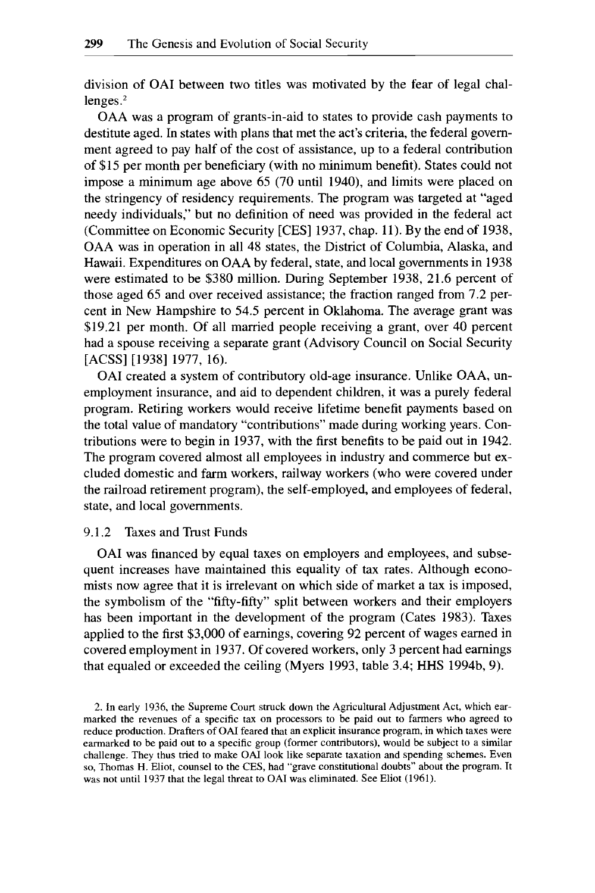division of OAI between two titles was motivated by the fear of legal challenges.[2]

OAA was a program of grants-in-aid to states to provide cash payments to destitute aged. In states with plans that met the act's criteria, the federal government agreed to pay half of the cost of assistance, up to a federal contribution of $15 per month per beneficiary (with no minimum benefit). States could not impose a minimum age above 65 (70 until 1940), and limits were placed on the stringency of residency requirements. The program was targeted at "aged needy individuals," but no definition of need was provided in the federal act (Committee on Economic Security [CES] 1937, chap. 11). By the end of 1938, OAA was in operation in all 48 states, the District of Columbia, Alaska, and Hawaii. Expenditures on OAA by federal, state, and local governments in 1938 were estimated to be $380 million. During September 1938, 21.6 percent of those aged 65 and over received assistance; the fraction ranged from 7.2 percent in New Hampshire to 54.5 percent in Oklahoma. The average grant was $19.21 per month. Of all married people receiving a grant, over 40 percent had a spouse receiving a separate grant (Advisory Council on Social Security [ACSS] [1938] 1977, 16).

OAI created a system of contributory old-age insurance. Unlike OAA, unemployment insurance, and aid to dependent children, it was a purely federal program. Retiring workers would receive lifetime benefit payments based on the total value of mandatory "contributions" made during working years. Contributions were to begin in 1937, with the first benefits to be paid out in 1942. The program covered almost all employees in industry and commerce but excluded domestic and farm workers, railway workers (who were covered under the railroad retirement program), the self-employed, and employees of federal, state, and local governments.

### 9.1.2 Taxes and Trust Funds

OAI was financed by equal taxes on employers and employees, and subsequent increases have maintained this equality of tax rates. Although economists now agree that it is irrelevant on which side of market a tax is imposed, the symbolism of the "fifty-fifty" split between workers and their employers has been important in the development of the program (Cates 1983). Taxes applied to the first $3,000 of earnings, covering 92 percent of wages earned in covered employment in 1937. Of covered workers, only 3 percent had earnings that equaled or exceeded the ceiling (Myers 1993, table 3.4; HHS 1994b, 9).

2. In early 1936, the Supreme Court struck down the Agricultural Adjustment Act, which earmarked the revenues of a specific tax on processors to be paid out to farmers who agreed to reduce production. Drafters of OAI feared that an explicit insurance program, in which taxes were earmarked to be paid out to a specific group (former contributors), would be subject to a similar challenge. They thus tried to make OAI look like separate taxation and spending schemes. Even so, Thomas H. Eliot, counsel to the CES, had "grave constitutional doubts" about the program. It was not until 1937 that the legal threat to OAI was eliminated. See Eliot (1961).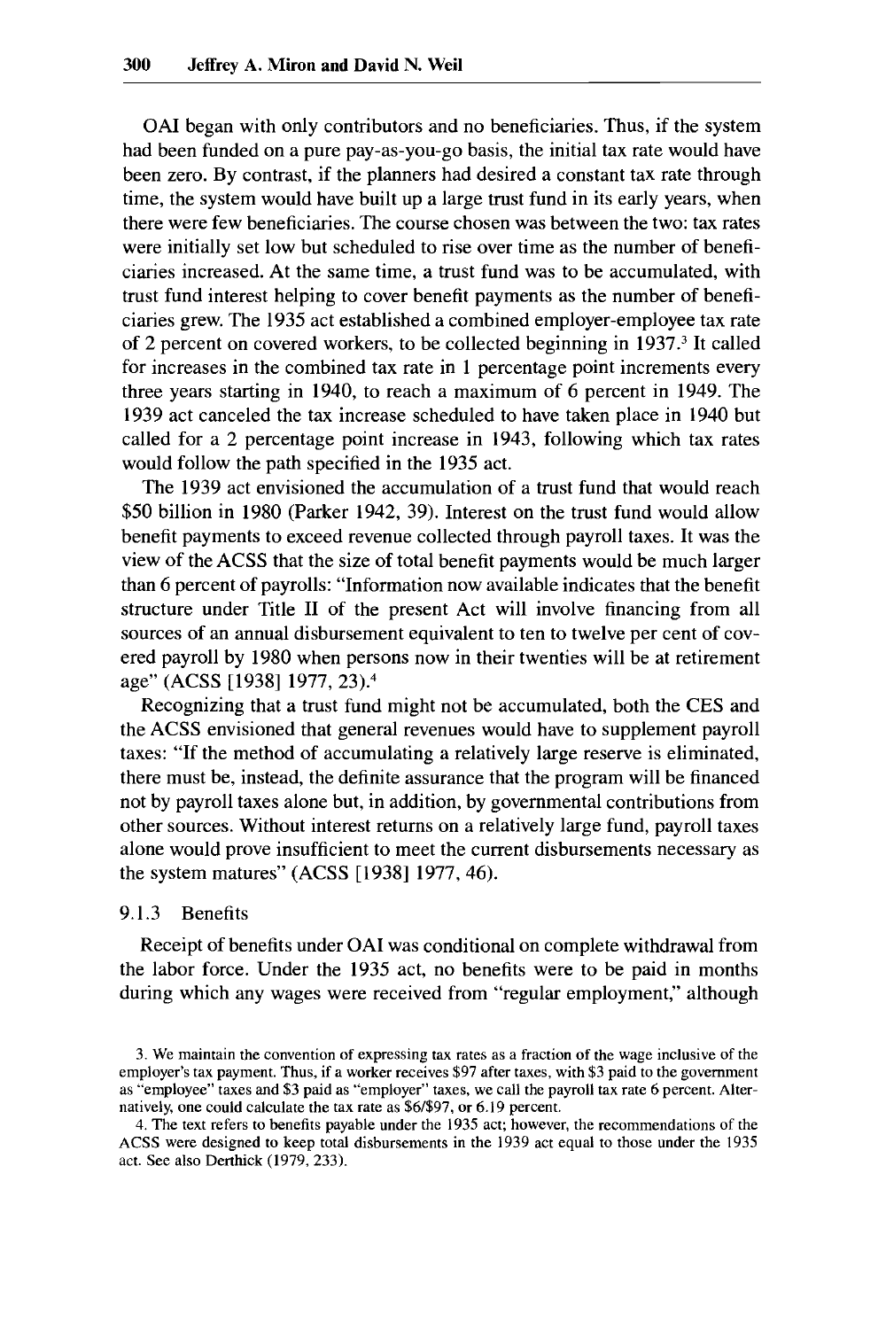OAI began with only contributors and no beneficiaries. Thus, if the system had been funded on a pure pay-as-you-go basis, the initial tax rate would have been zero. By contrast, if the planners had desired a constant tax rate through time, the system would have built up a large trust fund in its early years, when there were few beneficiaries. The course chosen was between the two: tax rates were initially set low but scheduled to rise over time as the number of beneficiaries increased. At the same time, a trust fund was to be accumulated, with trust fund interest helping to cover benefit payments as the number of beneficiaries grew. The 1935 act established a combined employer-employee tax rate of 2 percent on covered workers, to be collected beginning in 1937.[3] It called for increases in the combined tax rate in 1 percentage point increments every three years starting in 1940, to reach a maximum of 6 percent in 1949. The 1939 act canceled the tax increase scheduled to have taken place in 1940 but called for a 2 percentage point increase in 1943, following which tax rates would follow the path specified in the 1935 act.

The 1939 act envisioned the accumulation of a trust fund that would reach $50 billion in 1980 (Parker 1942, 39). Interest on the trust fund would allow benefit payments to exceed revenue collected through payroll taxes. It was the view of the ACSS that the size of total benefit payments would be much larger than 6 percent of payrolls: "Information now available indicates that the benefit structure under Title II of the present Act will involve financing from all sources of an annual disbursement equivalent to ten to twelve per cent of covered payroll by 1980 when persons now in their twenties will be at retirement age" (ACSS [1938] 1977, 23).[4]

Recognizing that a trust fund might not be accumulated, both the CES and the ACSS envisioned that general revenues would have to supplement payroll taxes: "If the method of accumulating a relatively large reserve is eliminated, there must be, instead, the definite assurance that the program will be financed not by payroll taxes alone but, in addition, by governmental contributions from other sources. Without interest returns on a relatively large fund, payroll taxes alone would prove insufficient to meet the current disbursements necessary as the system matures" (ACSS [1938] 1977, 46).

### 9.1.3 Benefits

Receipt of benefits under OAI was conditional on complete withdrawal from the labor force. Under the 1935 act, no benefits were to be paid in months during which any wages were received from "regular employment," although

3. We maintain the convention of expressing tax rates as a fraction of the wage inclusive of the employer's tax payment. Thus, if a worker receives $97 after taxes, with $3 paid to the government as "employee" taxes and $3 paid as "employer" taxes, we call the payroll tax rate 6 percent. Alternatively, one could calculate the tax rate as $6/$97, or 6.19 percent.

4. The text refers to benefits payable under the 1935 act; however, the recommendations of the ACSS were designed to keep total disbursements in the 1939 act equal to those under the 1935 act. See also Derthick (1979, 233).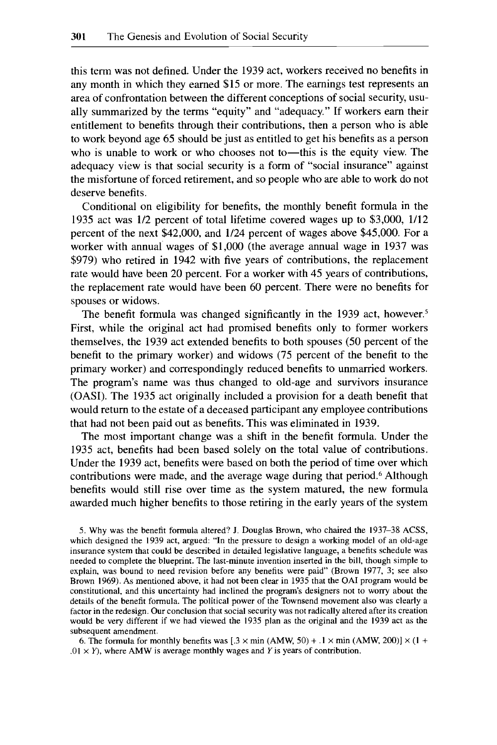this term was not defined. Under the 1939 act, workers received no benefits in any month in which they earned \$15 or more. The earnings test represents an area of confrontation between the different conceptions of social security, usually summarized by the terms "equity" and "adequacy." If workers earn their entitlement to benefits through their contributions, then a person who is able to work beyond age 65 should be just as entitled to get his benefits as a person who is unable to work or who chooses not to—this is the equity view. The adequacy view is that social security is a form of "social insurance" against the misfortune of forced retirement, and so people who are able to work do not deserve benefits.

Conditional on eligibility for benefits, the monthly benefit formula in the 1935 act was 1/2 percent of total lifetime covered wages up to \$3,000, 1/12 percent of the next \$42,000, and 1/24 percent of wages above \$45,000. For a worker with annual wages of \$1,000 (the average annual wage in 1937 was \$979) who retired in 1942 with five years of contributions, the replacement rate would have been 20 percent. For a worker with 45 years of contributions, the replacement rate would have been 60 percent. There were no benefits for spouses or widows.

The benefit formula was changed significantly in the 1939 act, however.[5] First, while the original act had promised benefits only to former workers themselves, the 1939 act extended benefits to both spouses (50 percent of the benefit to the primary worker) and widows (75 percent of the benefit to the primary worker) and correspondingly reduced benefits to unmarried workers. The program's name was thus changed to old-age and survivors insurance (OASI). The 1935 act originally included a provision for a death benefit that would return to the estate of a deceased participant any employee contributions that had not been paid out as benefits. This was eliminated in 1939.

The most important change was a shift in the benefit formula. Under the 1935 act, benefits had been based solely on the total value of contributions. Under the 1939 act, benefits were based on both the period of time over which contributions were made, and the average wage during that period.[6] Although benefits would still rise over time as the system matured, the new formula awarded much higher benefits to those retiring in the early years of the system

5. Why was the benefit formula altered? J. Douglas Brown, who chaired the 1937–38 ACSS, which designed the 1939 act, argued: "In the pressure to design a working model of an old-age insurance system that could be described in detailed legislative language, a benefits schedule was needed to complete the blueprint. The last-minute invention inserted in the bill, though simple to explain, was bound to need revision before any benefits were paid" (Brown 1977, 3; see also Brown 1969). As mentioned above, it had not been clear in 1935 that the OAI program would be constitutional, and this uncertainty had inclined the program's designers not to worry about the details of the benefit formula. The political power of the Townsend movement also was clearly a factor in the redesign. Our conclusion that social security was not radically altered after its creation would be very different if we had viewed the 1935 plan as the original and the 1939 act as the subsequent amendment.

6. The formula for monthly benefits was $[.3 \times \min(\text{AMW}, 50) + .1 \times \min(\text{AMW}, 200)] \times (1 + .01 \times Y)$, where AMW is average monthly wages and $Y$ is years of contribution.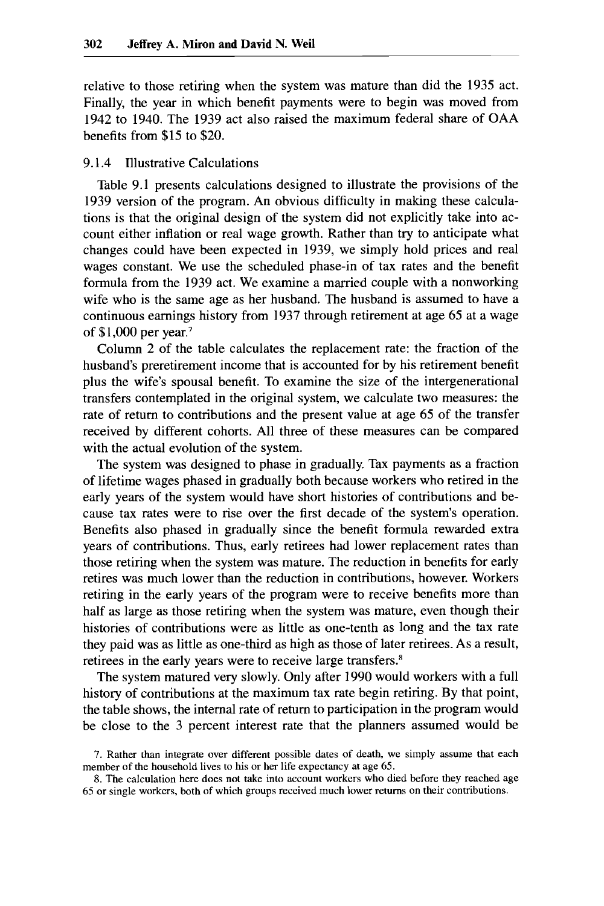relative to those retiring when the system was mature than did the 1935 act. Finally, the year in which benefit payments were to begin was moved from 1942 to 1940. The 1939 act also raised the maximum federal share of OAA benefits from $15 to $20.

### 9.1.4 Illustrative Calculations

Table 9.1 presents calculations designed to illustrate the provisions of the 1939 version of the program. An obvious difficulty in making these calculations is that the original design of the system did not explicitly take into account either inflation or real wage growth. Rather than try to anticipate what changes could have been expected in 1939, we simply hold prices and real wages constant. We use the scheduled phase-in of tax rates and the benefit formula from the 1939 act. We examine a married couple with a nonworking wife who is the same age as her husband. The husband is assumed to have a continuous earnings history from 1937 through retirement at age 65 at a wage of $1,000 per year.[7]

Column 2 of the table calculates the replacement rate: the fraction of the husband's preretirement income that is accounted for by his retirement benefit plus the wife's spousal benefit. To examine the size of the intergenerational transfers contemplated in the original system, we calculate two measures: the rate of return to contributions and the present value at age 65 of the transfer received by different cohorts. All three of these measures can be compared with the actual evolution of the system.

The system was designed to phase in gradually. Tax payments as a fraction of lifetime wages phased in gradually both because workers who retired in the early years of the system would have short histories of contributions and because tax rates were to rise over the first decade of the system's operation. Benefits also phased in gradually since the benefit formula rewarded extra years of contributions. Thus, early retirees had lower replacement rates than those retiring when the system was mature. The reduction in benefits for early retires was much lower than the reduction in contributions, however. Workers retiring in the early years of the program were to receive benefits more than half as large as those retiring when the system was mature, even though their histories of contributions were as little as one-tenth as long and the tax rate they paid was as little as one-third as high as those of later retirees. As a result, retirees in the early years were to receive large transfers.[8]

The system matured very slowly. Only after 1990 would workers with a full history of contributions at the maximum tax rate begin retiring. By that point, the table shows, the internal rate of return to participation in the program would be close to the 3 percent interest rate that the planners assumed would be

7. Rather than integrate over different possible dates of death, we simply assume that each member of the household lives to his or her life expectancy at age 65.

8. The calculation here does not take into account workers who died before they reached age 65 or single workers, both of which groups received much lower returns on their contributions.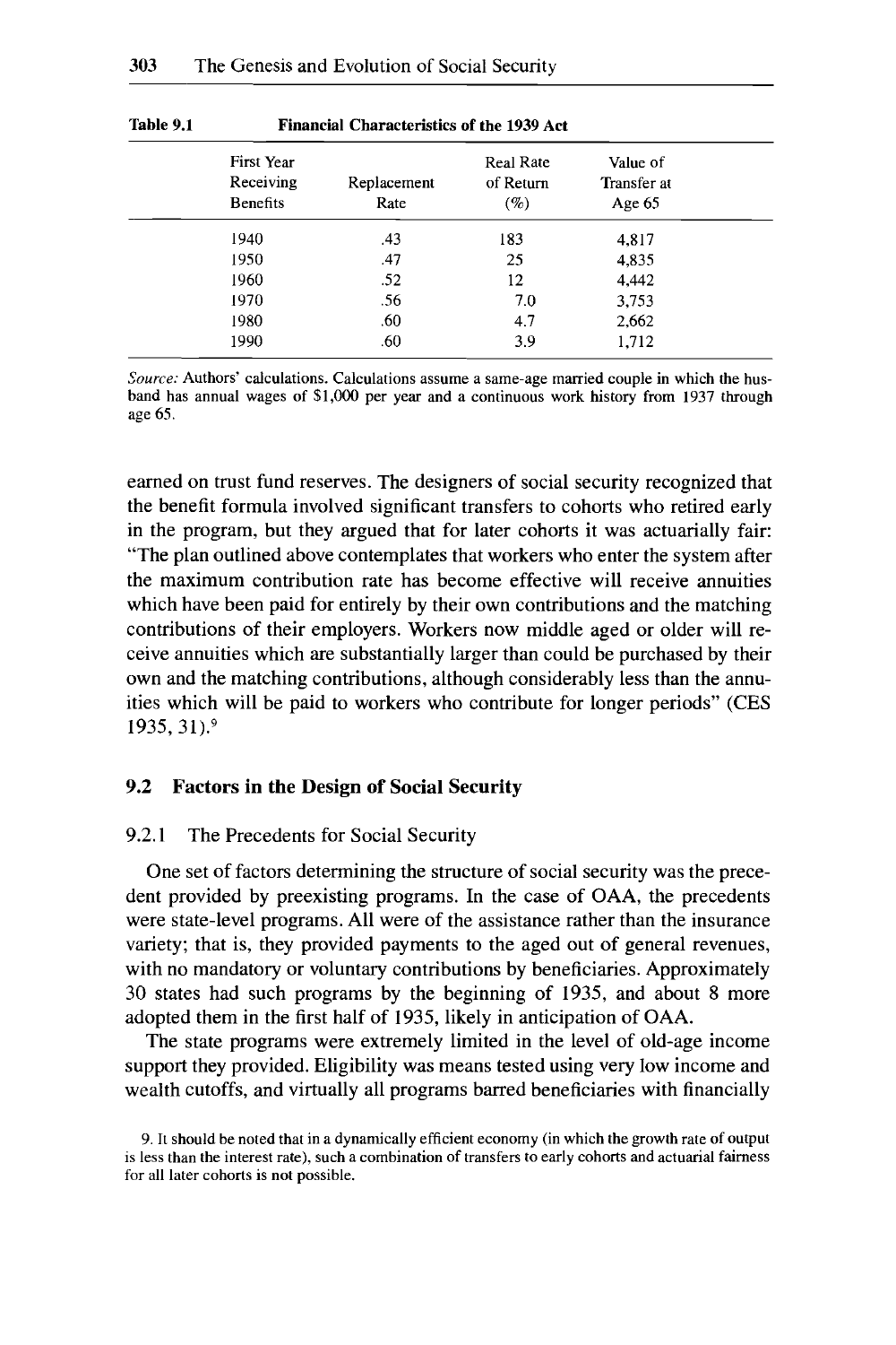**Table 9.1 Financial Characteristics of the 1939 Act**

| First Year Receiving Benefits | Replacement Rate | Real Rate of Return (%) | Value of Transfer at Age 65 |
|---|---|---|---|
| 1940 | .43 | 183 | 4,817 |
| 1950 | .47 | 25 | 4,835 |
| 1960 | .52 | 12 | 4,442 |
| 1970 | .56 | 7.0 | 3,753 |
| 1980 | .60 | 4.7 | 2,662 |
| 1990 | .60 | 3.9 | 1,712 |

*Source:* Authors' calculations. Calculations assume a same-age married couple in which the husband has annual wages of $1,000 per year and a continuous work history from 1937 through age 65.

earned on trust fund reserves. The designers of social security recognized that the benefit formula involved significant transfers to cohorts who retired early in the program, but they argued that for later cohorts it was actuarially fair: "The plan outlined above contemplates that workers who enter the system after the maximum contribution rate has become effective will receive annuities which have been paid for entirely by their own contributions and the matching contributions of their employers. Workers now middle aged or older will receive annuities which are substantially larger than could be purchased by their own and the matching contributions, although considerably less than the annuities which will be paid to workers who contribute for longer periods" (CES 1935, 31).[9]

## 9.2 Factors in the Design of Social Security

### 9.2.1 The Precedents for Social Security

One set of factors determining the structure of social security was the precedent provided by preexisting programs. In the case of OAA, the precedents were state-level programs. All were of the assistance rather than the insurance variety; that is, they provided payments to the aged out of general revenues, with no mandatory or voluntary contributions by beneficiaries. Approximately 30 states had such programs by the beginning of 1935, and about 8 more adopted them in the first half of 1935, likely in anticipation of OAA.

The state programs were extremely limited in the level of old-age income support they provided. Eligibility was means tested using very low income and wealth cutoffs, and virtually all programs barred beneficiaries with financially

9. It should be noted that in a dynamically efficient economy (in which the growth rate of output is less than the interest rate), such a combination of transfers to early cohorts and actuarial fairness for all later cohorts is not possible.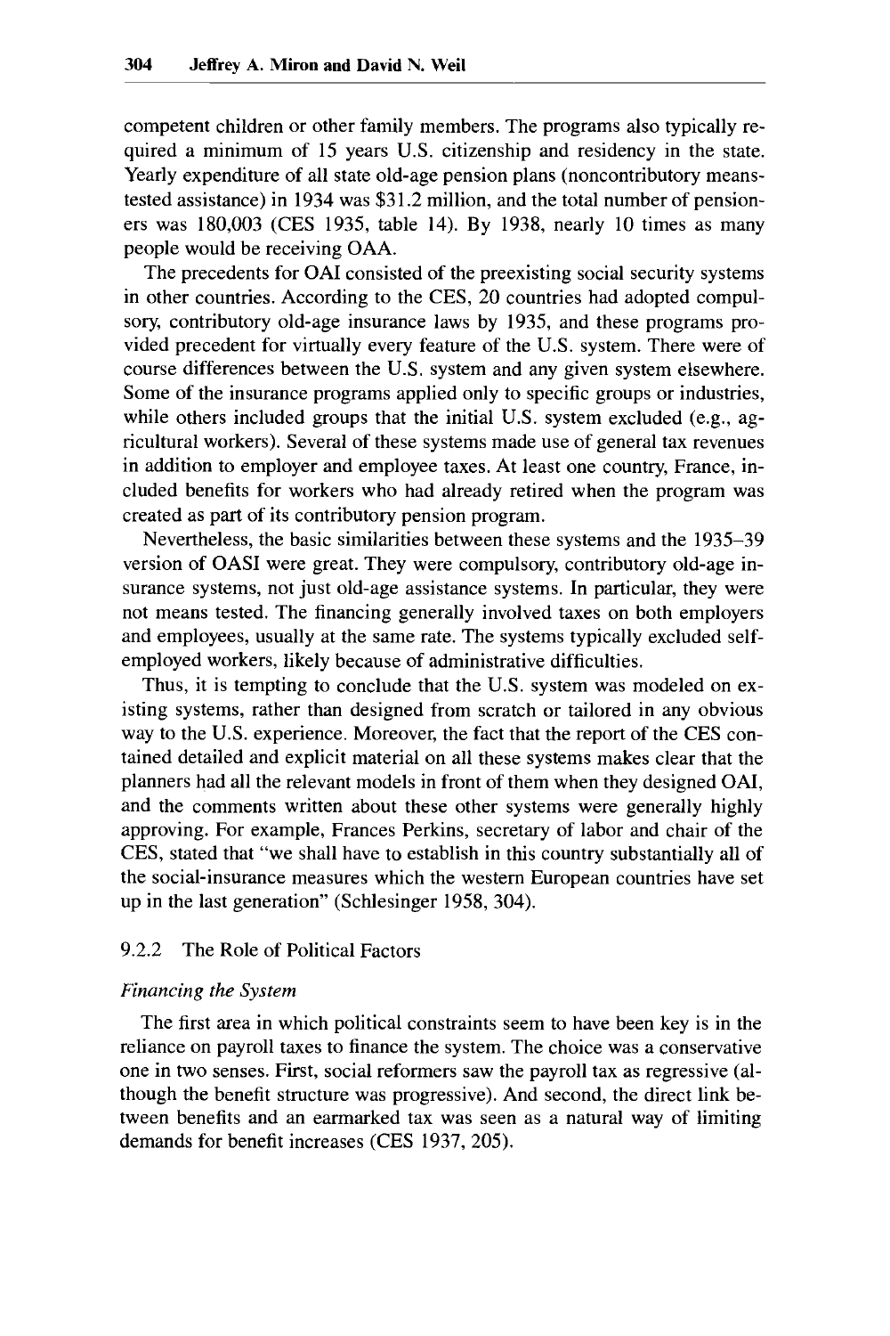competent children or other family members. The programs also typically required a minimum of 15 years U.S. citizenship and residency in the state. Yearly expenditure of all state old-age pension plans (noncontributory means-tested assistance) in 1934 was $31.2 million, and the total number of pensioners was 180,003 (CES 1935, table 14). By 1938, nearly 10 times as many people would be receiving OAA.

The precedents for OAI consisted of the preexisting social security systems in other countries. According to the CES, 20 countries had adopted compulsory, contributory old-age insurance laws by 1935, and these programs provided precedent for virtually every feature of the U.S. system. There were of course differences between the U.S. system and any given system elsewhere. Some of the insurance programs applied only to specific groups or industries, while others included groups that the initial U.S. system excluded (e.g., agricultural workers). Several of these systems made use of general tax revenues in addition to employer and employee taxes. At least one country, France, included benefits for workers who had already retired when the program was created as part of its contributory pension program.

Nevertheless, the basic similarities between these systems and the 1935–39 version of OASI were great. They were compulsory, contributory old-age insurance systems, not just old-age assistance systems. In particular, they were not means tested. The financing generally involved taxes on both employers and employees, usually at the same rate. The systems typically excluded self-employed workers, likely because of administrative difficulties.

Thus, it is tempting to conclude that the U.S. system was modeled on existing systems, rather than designed from scratch or tailored in any obvious way to the U.S. experience. Moreover, the fact that the report of the CES contained detailed and explicit material on all these systems makes clear that the planners had all the relevant models in front of them when they designed OAI, and the comments written about these other systems were generally highly approving. For example, Frances Perkins, secretary of labor and chair of the CES, stated that "we shall have to establish in this country substantially all of the social-insurance measures which the western European countries have set up in the last generation" (Schlesinger 1958, 304).

### 9.2.2 The Role of Political Factors

*Financing the System*

The first area in which political constraints seem to have been key is in the reliance on payroll taxes to finance the system. The choice was a conservative one in two senses. First, social reformers saw the payroll tax as regressive (although the benefit structure was progressive). And second, the direct link between benefits and an earmarked tax was seen as a natural way of limiting demands for benefit increases (CES 1937, 205).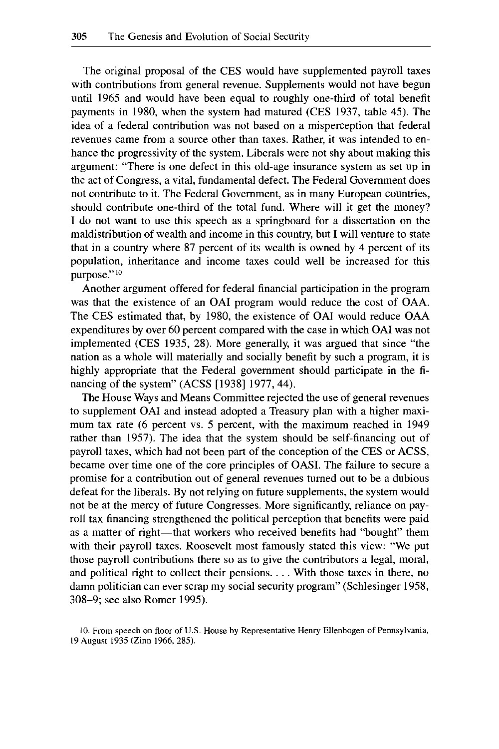The original proposal of the CES would have supplemented payroll taxes with contributions from general revenue. Supplements would not have begun until 1965 and would have been equal to roughly one-third of total benefit payments in 1980, when the system had matured (CES 1937, table 45). The idea of a federal contribution was not based on a misperception that federal revenues came from a source other than taxes. Rather, it was intended to enhance the progressivity of the system. Liberals were not shy about making this argument: "There is one defect in this old-age insurance system as set up in the act of Congress, a vital, fundamental defect. The Federal Government does not contribute to it. The Federal Government, as in many European countries, should contribute one-third of the total fund. Where will it get the money? I do not want to use this speech as a springboard for a dissertation on the maldistribution of wealth and income in this country, but I will venture to state that in a country where 87 percent of its wealth is owned by 4 percent of its population, inheritance and income taxes could well be increased for this purpose."[10]

Another argument offered for federal financial participation in the program was that the existence of an OAI program would reduce the cost of OAA. The CES estimated that, by 1980, the existence of OAI would reduce OAA expenditures by over 60 percent compared with the case in which OAI was not implemented (CES 1935, 28). More generally, it was argued that since "the nation as a whole will materially and socially benefit by such a program, it is highly appropriate that the Federal government should participate in the financing of the system" (ACSS [1938] 1977, 44).

The House Ways and Means Committee rejected the use of general revenues to supplement OAI and instead adopted a Treasury plan with a higher maximum tax rate (6 percent vs. 5 percent, with the maximum reached in 1949 rather than 1957). The idea that the system should be self-financing out of payroll taxes, which had not been part of the conception of the CES or ACSS, became over time one of the core principles of OASI. The failure to secure a promise for a contribution out of general revenues turned out to be a dubious defeat for the liberals. By not relying on future supplements, the system would not be at the mercy of future Congresses. More significantly, reliance on payroll tax financing strengthened the political perception that benefits were paid as a matter of right—that workers who received benefits had "bought" them with their payroll taxes. Roosevelt most famously stated this view: "We put those payroll contributions there so as to give the contributors a legal, moral, and political right to collect their pensions. . . . With those taxes in there, no damn politician can ever scrap my social security program" (Schlesinger 1958, 308–9; see also Romer 1995).

10. From speech on floor of U.S. House by Representative Henry Ellenbogen of Pennsylvania, 19 August 1935 (Zinn 1966, 285).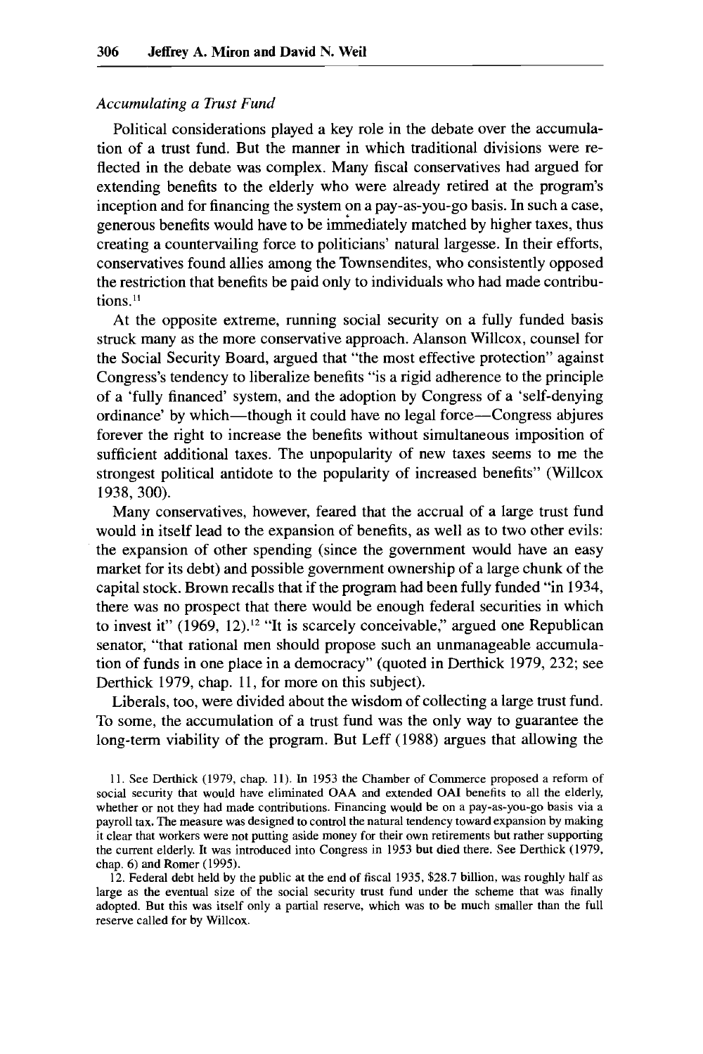### *Accumulating a Trust Fund*

Political considerations played a key role in the debate over the accumulation of a trust fund. But the manner in which traditional divisions were reflected in the debate was complex. Many fiscal conservatives had argued for extending benefits to the elderly who were already retired at the program's inception and for financing the system on a pay-as-you-go basis. In such a case, generous benefits would have to be immediately matched by higher taxes, thus creating a countervailing force to politicians' natural largesse. In their efforts, conservatives found allies among the Townsendites, who consistently opposed the restriction that benefits be paid only to individuals who had made contributions.[11]

At the opposite extreme, running social security on a fully funded basis struck many as the more conservative approach. Alanson Willcox, counsel for the Social Security Board, argued that "the most effective protection" against Congress's tendency to liberalize benefits "is a rigid adherence to the principle of a 'fully financed' system, and the adoption by Congress of a 'self-denying ordinance' by which—though it could have no legal force—Congress abjures forever the right to increase the benefits without simultaneous imposition of sufficient additional taxes. The unpopularity of new taxes seems to me the strongest political antidote to the popularity of increased benefits" (Willcox 1938, 300).

Many conservatives, however, feared that the accrual of a large trust fund would in itself lead to the expansion of benefits, as well as to two other evils: the expansion of other spending (since the government would have an easy market for its debt) and possible government ownership of a large chunk of the capital stock. Brown recalls that if the program had been fully funded "in 1934, there was no prospect that there would be enough federal securities in which to invest it" (1969, 12).[12] "It is scarcely conceivable," argued one Republican senator, "that rational men should propose such an unmanageable accumulation of funds in one place in a democracy" (quoted in Derthick 1979, 232; see Derthick 1979, chap. 11, for more on this subject).

Liberals, too, were divided about the wisdom of collecting a large trust fund. To some, the accumulation of a trust fund was the only way to guarantee the long-term viability of the program. But Leff (1988) argues that allowing the

11. See Derthick (1979, chap. 11). In 1953 the Chamber of Commerce proposed a reform of social security that would have eliminated OAA and extended OAI benefits to all the elderly, whether or not they had made contributions. Financing would be on a pay-as-you-go basis via a payroll tax. The measure was designed to control the natural tendency toward expansion by making it clear that workers were not putting aside money for their own retirements but rather supporting the current elderly. It was introduced into Congress in 1953 but died there. See Derthick (1979, chap. 6) and Romer (1995).

12. Federal debt held by the public at the end of fiscal 1935, $28.7 billion, was roughly half as large as the eventual size of the social security trust fund under the scheme that was finally adopted. But this was itself only a partial reserve, which was to be much smaller than the full reserve called for by Willcox.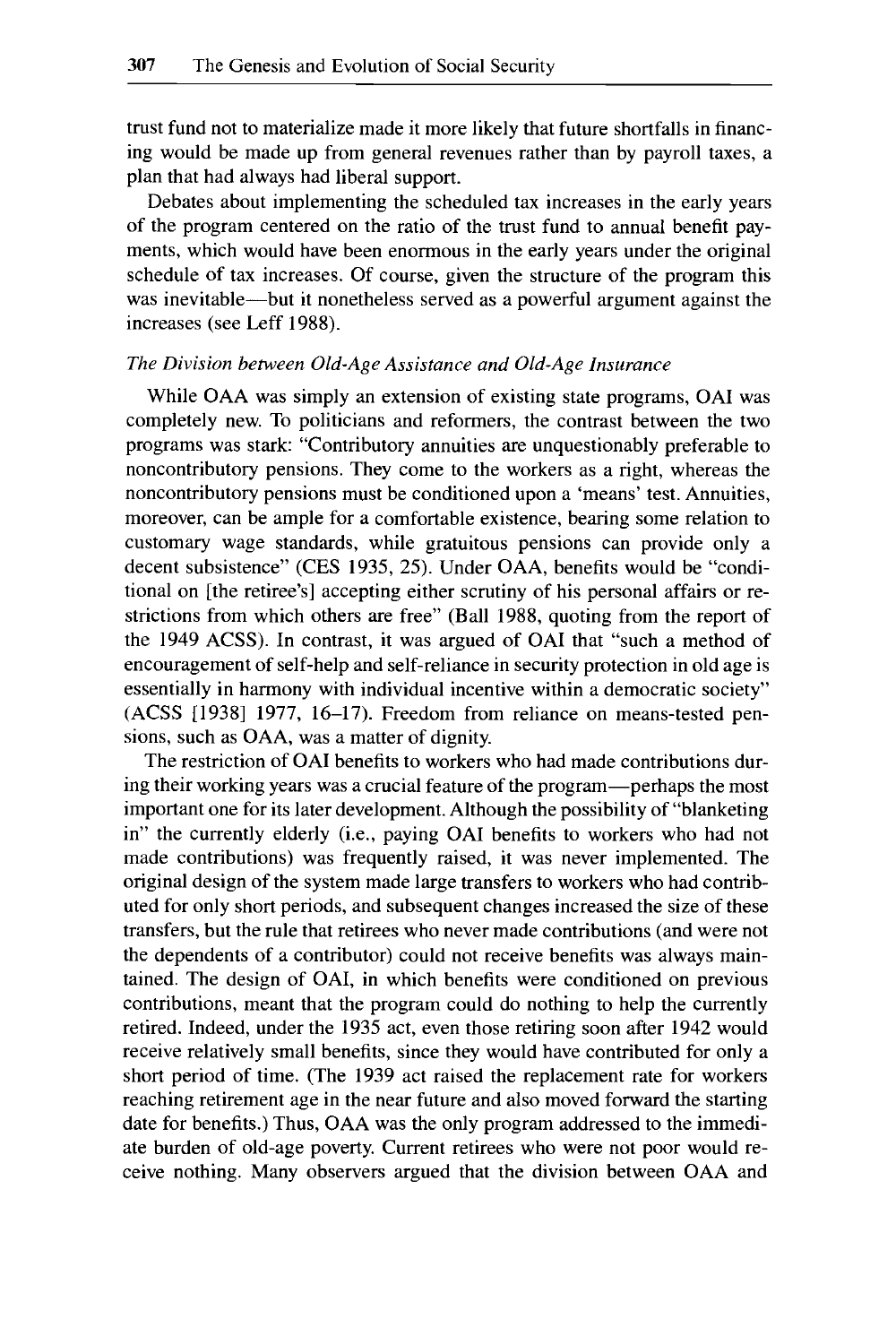trust fund not to materialize made it more likely that future shortfalls in financing would be made up from general revenues rather than by payroll taxes, a plan that had always had liberal support.

Debates about implementing the scheduled tax increases in the early years of the program centered on the ratio of the trust fund to annual benefit payments, which would have been enormous in the early years under the original schedule of tax increases. Of course, given the structure of the program this was inevitable—but it nonetheless served as a powerful argument against the increases (see Leff 1988).

### *The Division between Old-Age Assistance and Old-Age Insurance*

While OAA was simply an extension of existing state programs, OAI was completely new. To politicians and reformers, the contrast between the two programs was stark: "Contributory annuities are unquestionably preferable to noncontributory pensions. They come to the workers as a right, whereas the noncontributory pensions must be conditioned upon a 'means' test. Annuities, moreover, can be ample for a comfortable existence, bearing some relation to customary wage standards, while gratuitous pensions can provide only a decent subsistence" (CES 1935, 25). Under OAA, benefits would be "conditional on [the retiree's] accepting either scrutiny of his personal affairs or restrictions from which others are free" (Ball 1988, quoting from the report of the 1949 ACSS). In contrast, it was argued of OAI that "such a method of encouragement of self-help and self-reliance in security protection in old age is essentially in harmony with individual incentive within a democratic society" (ACSS [1938] 1977, 16–17). Freedom from reliance on means-tested pensions, such as OAA, was a matter of dignity.

The restriction of OAI benefits to workers who had made contributions during their working years was a crucial feature of the program—perhaps the most important one for its later development. Although the possibility of "blanketing in" the currently elderly (i.e., paying OAI benefits to workers who had not made contributions) was frequently raised, it was never implemented. The original design of the system made large transfers to workers who had contributed for only short periods, and subsequent changes increased the size of these transfers, but the rule that retirees who never made contributions (and were not the dependents of a contributor) could not receive benefits was always maintained. The design of OAI, in which benefits were conditioned on previous contributions, meant that the program could do nothing to help the currently retired. Indeed, under the 1935 act, even those retiring soon after 1942 would receive relatively small benefits, since they would have contributed for only a short period of time. (The 1939 act raised the replacement rate for workers reaching retirement age in the near future and also moved forward the starting date for benefits.) Thus, OAA was the only program addressed to the immediate burden of old-age poverty. Current retirees who were not poor would receive nothing. Many observers argued that the division between OAA and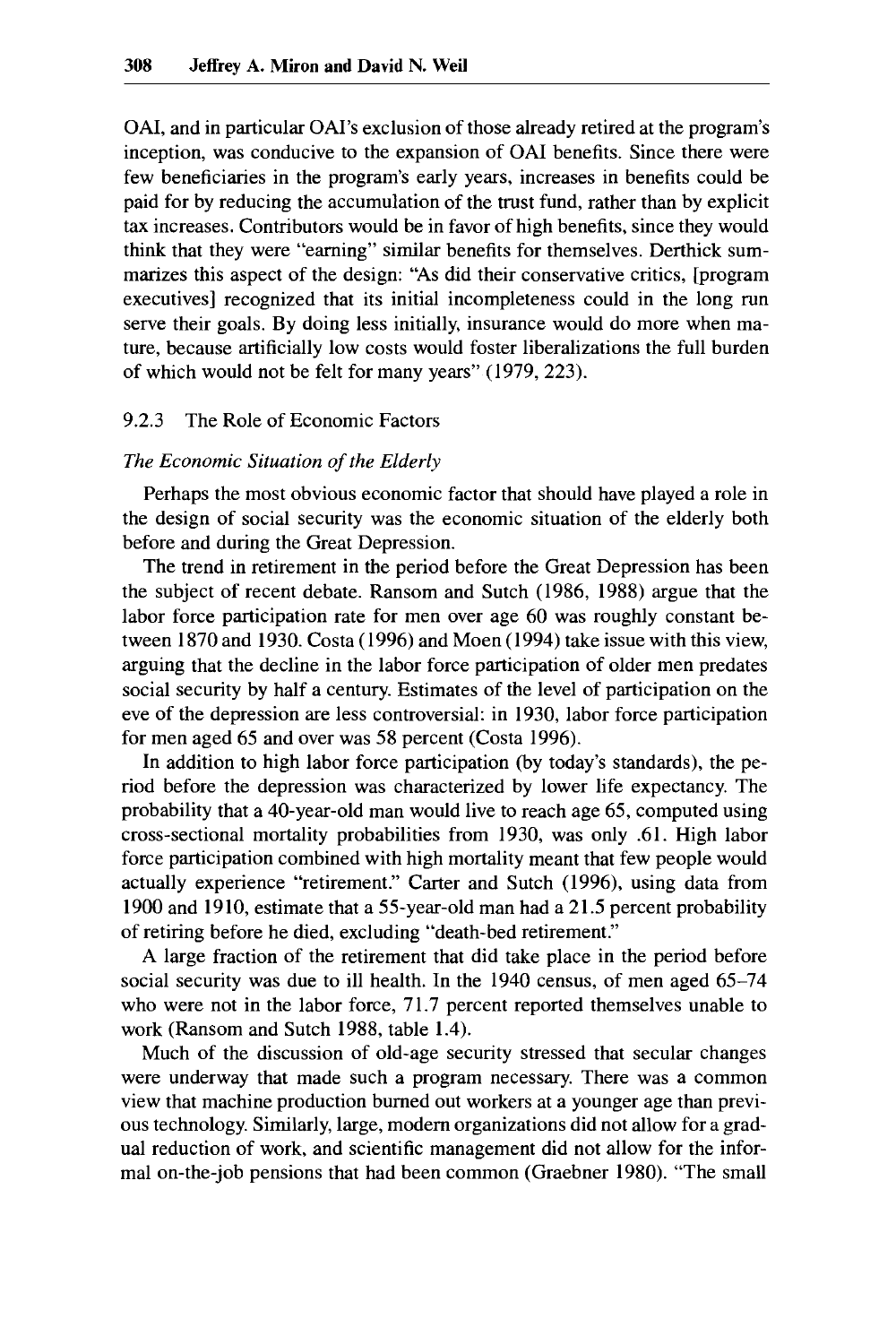OAI, and in particular OAI's exclusion of those already retired at the program's inception, was conducive to the expansion of OAI benefits. Since there were few beneficiaries in the program's early years, increases in benefits could be paid for by reducing the accumulation of the trust fund, rather than by explicit tax increases. Contributors would be in favor of high benefits, since they would think that they were "earning" similar benefits for themselves. Derthick summarizes this aspect of the design: "As did their conservative critics, [program executives] recognized that its initial incompleteness could in the long run serve their goals. By doing less initially, insurance would do more when mature, because artificially low costs would foster liberalizations the full burden of which would not be felt for many years" (1979, 223).

### 9.2.3 The Role of Economic Factors

*The Economic Situation of the Elderly*

Perhaps the most obvious economic factor that should have played a role in the design of social security was the economic situation of the elderly both before and during the Great Depression.

The trend in retirement in the period before the Great Depression has been the subject of recent debate. Ransom and Sutch (1986, 1988) argue that the labor force participation rate for men over age 60 was roughly constant between 1870 and 1930. Costa (1996) and Moen (1994) take issue with this view, arguing that the decline in the labor force participation of older men predates social security by half a century. Estimates of the level of participation on the eve of the depression are less controversial: in 1930, labor force participation for men aged 65 and over was 58 percent (Costa 1996).

In addition to high labor force participation (by today's standards), the period before the depression was characterized by lower life expectancy. The probability that a 40-year-old man would live to reach age 65, computed using cross-sectional mortality probabilities from 1930, was only .61. High labor force participation combined with high mortality meant that few people would actually experience "retirement." Carter and Sutch (1996), using data from 1900 and 1910, estimate that a 55-year-old man had a 21.5 percent probability of retiring before he died, excluding "death-bed retirement."

A large fraction of the retirement that did take place in the period before social security was due to ill health. In the 1940 census, of men aged 65–74 who were not in the labor force, 71.7 percent reported themselves unable to work (Ransom and Sutch 1988, table 1.4).

Much of the discussion of old-age security stressed that secular changes were underway that made such a program necessary. There was a common view that machine production burned out workers at a younger age than previous technology. Similarly, large, modern organizations did not allow for a gradual reduction of work, and scientific management did not allow for the informal on-the-job pensions that had been common (Graebner 1980). "The small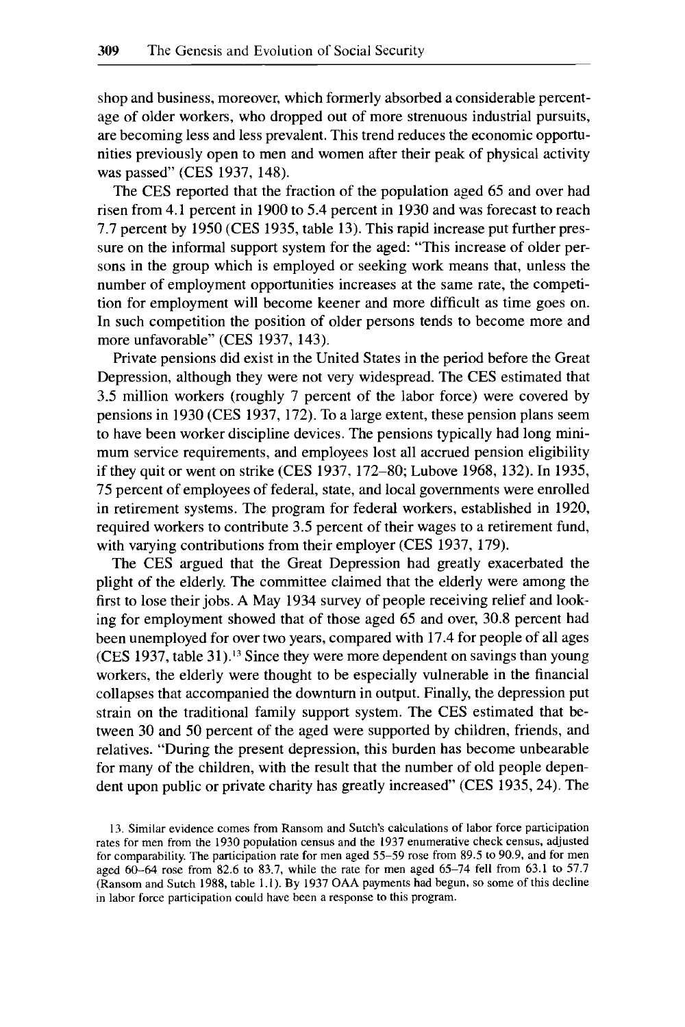shop and business, moreover, which formerly absorbed a considerable percentage of older workers, who dropped out of more strenuous industrial pursuits, are becoming less and less prevalent. This trend reduces the economic opportunities previously open to men and women after their peak of physical activity was passed" (CES 1937, 148).

The CES reported that the fraction of the population aged 65 and over had risen from 4.1 percent in 1900 to 5.4 percent in 1930 and was forecast to reach 7.7 percent by 1950 (CES 1935, table 13). This rapid increase put further pressure on the informal support system for the aged: "This increase of older persons in the group which is employed or seeking work means that, unless the number of employment opportunities increases at the same rate, the competition for employment will become keener and more difficult as time goes on. In such competition the position of older persons tends to become more and more unfavorable" (CES 1937, 143).

Private pensions did exist in the United States in the period before the Great Depression, although they were not very widespread. The CES estimated that 3.5 million workers (roughly 7 percent of the labor force) were covered by pensions in 1930 (CES 1937, 172). To a large extent, these pension plans seem to have been worker discipline devices. The pensions typically had long minimum service requirements, and employees lost all accrued pension eligibility if they quit or went on strike (CES 1937, 172–80; Lubove 1968, 132). In 1935, 75 percent of employees of federal, state, and local governments were enrolled in retirement systems. The program for federal workers, established in 1920, required workers to contribute 3.5 percent of their wages to a retirement fund, with varying contributions from their employer (CES 1937, 179).

The CES argued that the Great Depression had greatly exacerbated the plight of the elderly. The committee claimed that the elderly were among the first to lose their jobs. A May 1934 survey of people receiving relief and looking for employment showed that of those aged 65 and over, 30.8 percent had been unemployed for over two years, compared with 17.4 for people of all ages (CES 1937, table 31).[13] Since they were more dependent on savings than young workers, the elderly were thought to be especially vulnerable in the financial collapses that accompanied the downturn in output. Finally, the depression put strain on the traditional family support system. The CES estimated that between 30 and 50 percent of the aged were supported by children, friends, and relatives. "During the present depression, this burden has become unbearable for many of the children, with the result that the number of old people dependent upon public or private charity has greatly increased" (CES 1935, 24). The

13. Similar evidence comes from Ransom and Sutch's calculations of labor force participation rates for men from the 1930 population census and the 1937 enumerative check census, adjusted for comparability. The participation rate for men aged 55–59 rose from 89.5 to 90.9, and for men aged 60–64 rose from 82.6 to 83.7, while the rate for men aged 65–74 fell from 63.1 to 57.7 (Ransom and Sutch 1988, table 1.1). By 1937 OAA payments had begun, so some of this decline in labor force participation could have been a response to this program.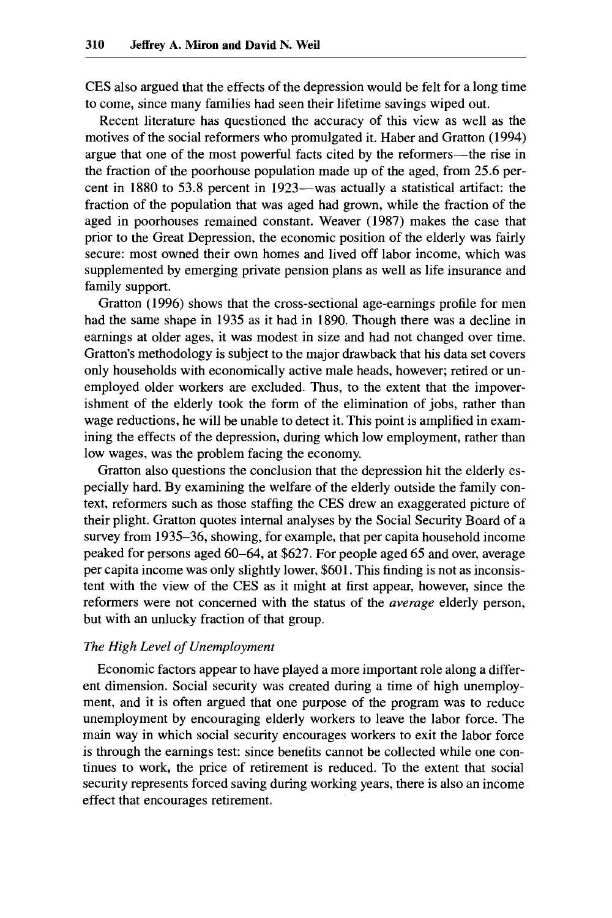CES also argued that the effects of the depression would be felt for a long time to come, since many families had seen their lifetime savings wiped out.

Recent literature has questioned the accuracy of this view as well as the motives of the social reformers who promulgated it. Haber and Gratton (1994) argue that one of the most powerful facts cited by the reformers—the rise in the fraction of the poorhouse population made up of the aged, from 25.6 percent in 1880 to 53.8 percent in 1923—was actually a statistical artifact: the fraction of the population that was aged had grown, while the fraction of the aged in poorhouses remained constant. Weaver (1987) makes the case that prior to the Great Depression, the economic position of the elderly was fairly secure: most owned their own homes and lived off labor income, which was supplemented by emerging private pension plans as well as life insurance and family support.

Gratton (1996) shows that the cross-sectional age-earnings profile for men had the same shape in 1935 as it had in 1890. Though there was a decline in earnings at older ages, it was modest in size and had not changed over time. Gratton's methodology is subject to the major drawback that his data set covers only households with economically active male heads, however; retired or unemployed older workers are excluded. Thus, to the extent that the impoverishment of the elderly took the form of the elimination of jobs, rather than wage reductions, he will be unable to detect it. This point is amplified in examining the effects of the depression, during which low employment, rather than low wages, was the problem facing the economy.

Gratton also questions the conclusion that the depression hit the elderly especially hard. By examining the welfare of the elderly outside the family context, reformers such as those staffing the CES drew an exaggerated picture of their plight. Gratton quotes internal analyses by the Social Security Board of a survey from 1935–36, showing, for example, that per capita household income peaked for persons aged 60–64, at $627. For people aged 65 and over, average per capita income was only slightly lower, $601. This finding is not as inconsistent with the view of the CES as it might at first appear, however, since the reformers were not concerned with the status of the *average* elderly person, but with an unlucky fraction of that group.

*The High Level of Unemployment*

Economic factors appear to have played a more important role along a different dimension. Social security was created during a time of high unemployment, and it is often argued that one purpose of the program was to reduce unemployment by encouraging elderly workers to leave the labor force. The main way in which social security encourages workers to exit the labor force is through the earnings test: since benefits cannot be collected while one continues to work, the price of retirement is reduced. To the extent that social security represents forced saving during working years, there is also an income effect that encourages retirement.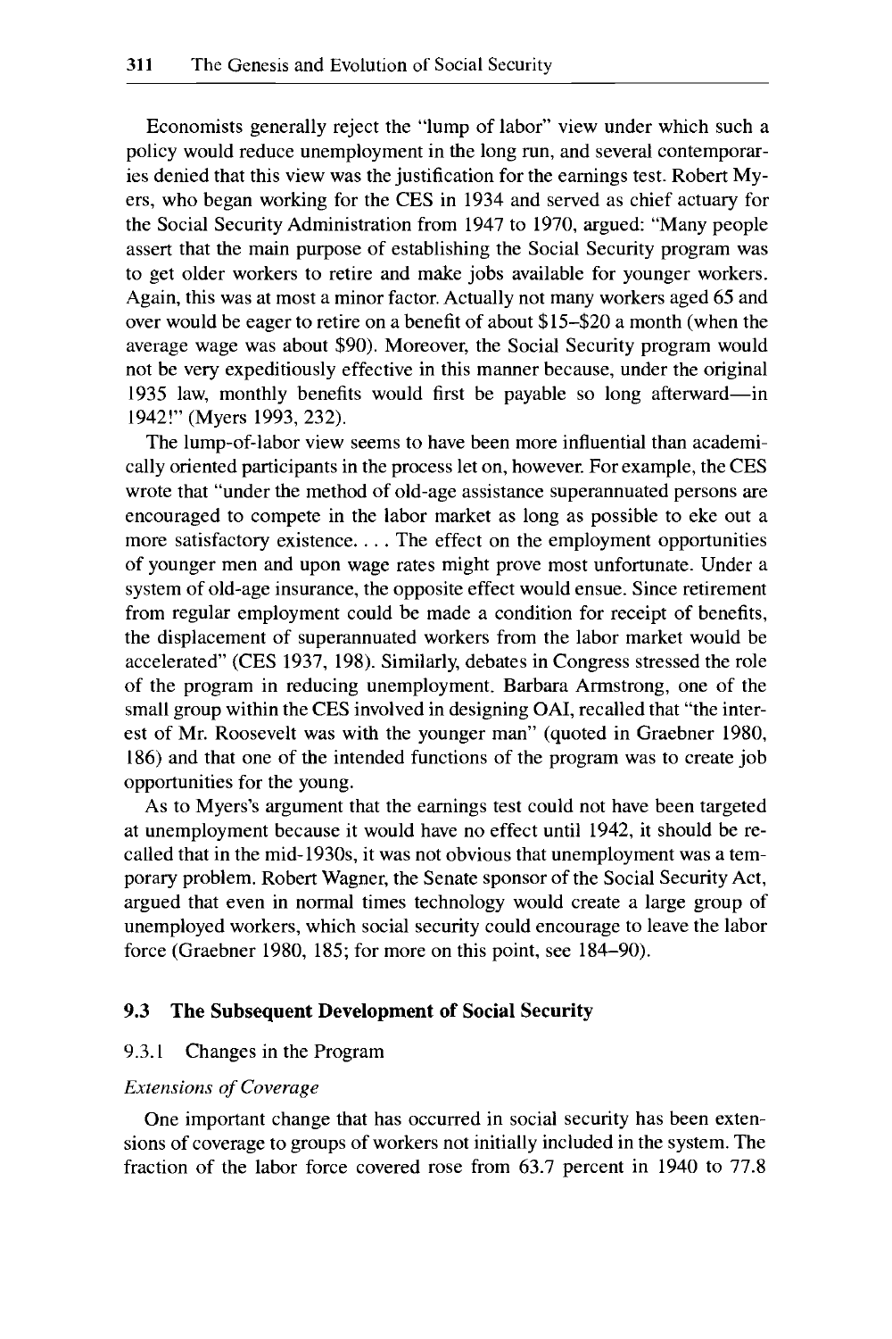Economists generally reject the "lump of labor" view under which such a policy would reduce unemployment in the long run, and several contemporaries denied that this view was the justification for the earnings test. Robert Myers, who began working for the CES in 1934 and served as chief actuary for the Social Security Administration from 1947 to 1970, argued: "Many people assert that the main purpose of establishing the Social Security program was to get older workers to retire and make jobs available for younger workers. Again, this was at most a minor factor. Actually not many workers aged 65 and over would be eager to retire on a benefit of about $15–$20 a month (when the average wage was about $90). Moreover, the Social Security program would not be very expeditiously effective in this manner because, under the original 1935 law, monthly benefits would first be payable so long afterward—in 1942!" (Myers 1993, 232).

The lump-of-labor view seems to have been more influential than academically oriented participants in the process let on, however. For example, the CES wrote that "under the method of old-age assistance superannuated persons are encouraged to compete in the labor market as long as possible to eke out a more satisfactory existence. . . . The effect on the employment opportunities of younger men and upon wage rates might prove most unfortunate. Under a system of old-age insurance, the opposite effect would ensue. Since retirement from regular employment could be made a condition for receipt of benefits, the displacement of superannuated workers from the labor market would be accelerated" (CES 1937, 198). Similarly, debates in Congress stressed the role of the program in reducing unemployment. Barbara Armstrong, one of the small group within the CES involved in designing OAI, recalled that "the interest of Mr. Roosevelt was with the younger man" (quoted in Graebner 1980, 186) and that one of the intended functions of the program was to create job opportunities for the young.

As to Myers's argument that the earnings test could not have been targeted at unemployment because it would have no effect until 1942, it should be recalled that in the mid-1930s, it was not obvious that unemployment was a temporary problem. Robert Wagner, the Senate sponsor of the Social Security Act, argued that even in normal times technology would create a large group of unemployed workers, which social security could encourage to leave the labor force (Graebner 1980, 185; for more on this point, see 184–90).

## 9.3 The Subsequent Development of Social Security

### 9.3.1 Changes in the Program

#### *Extensions of Coverage*

One important change that has occurred in social security has been extensions of coverage to groups of workers not initially included in the system. The fraction of the labor force covered rose from 63.7 percent in 1940 to 77.8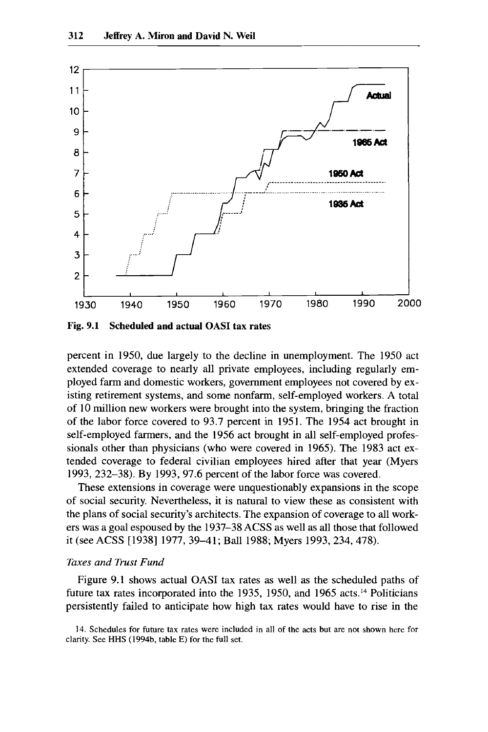Fig. 9.1 Scheduled and actual OASI tax rates

percent in 1950, due largely to the decline in unemployment. The 1950 act extended coverage to nearly all private employees, including regularly employed farm and domestic workers, government employees not covered by existing retirement systems, and some nonfarm, self-employed workers. A total of 10 million new workers were brought into the system, bringing the fraction of the labor force covered to 93.7 percent in 1951. The 1954 act brought in self-employed farmers, and the 1956 act brought in all self-employed professionals other than physicians (who were covered in 1965). The 1983 act extended coverage to federal civilian employees hired after that year (Myers 1993, 232–38). By 1993, 97.6 percent of the labor force was covered.

These extensions in coverage were unquestionably expansions in the scope of social security. Nevertheless, it is natural to view these as consistent with the plans of social security's architects. The expansion of coverage to all workers was a goal espoused by the 1937–38 ACSS as well as all those that followed it (see ACSS [1938] 1977, 39–41; Ball 1988; Myers 1993, 234, 478).

*Taxes and Trust Fund*

Figure 9.1 shows actual OASI tax rates as well as the scheduled paths of future tax rates incorporated into the 1935, 1950, and 1965 acts.[14] Politicians persistently failed to anticipate how high tax rates would have to rise in the

14. Schedules for future tax rates were included in all of the acts but are not shown here for clarity. See HHS (1994b, table E) for the full set.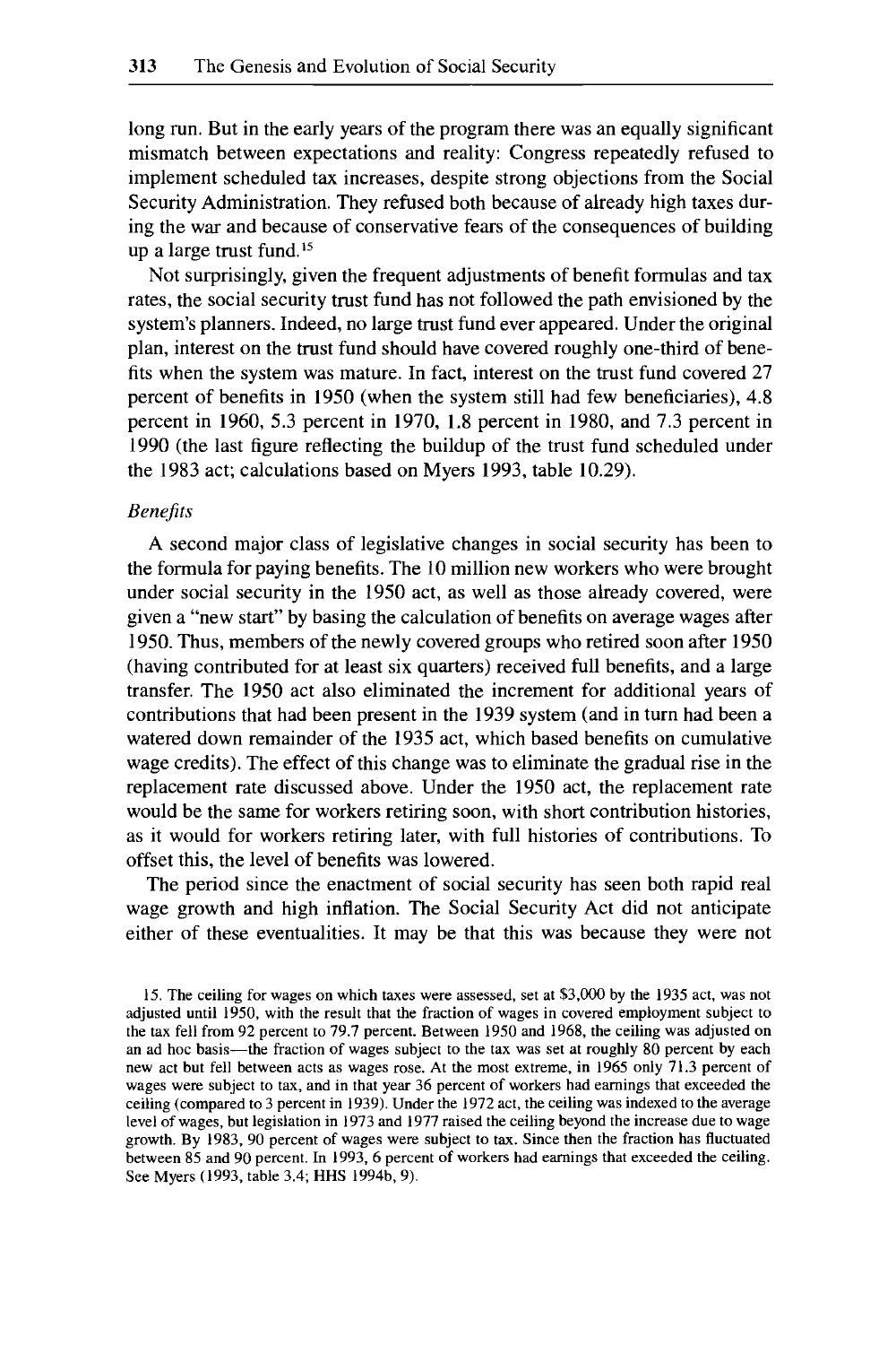long run. But in the early years of the program there was an equally significant mismatch between expectations and reality: Congress repeatedly refused to implement scheduled tax increases, despite strong objections from the Social Security Administration. They refused both because of already high taxes during the war and because of conservative fears of the consequences of building up a large trust fund.[15]

Not surprisingly, given the frequent adjustments of benefit formulas and tax rates, the social security trust fund has not followed the path envisioned by the system's planners. Indeed, no large trust fund ever appeared. Under the original plan, interest on the trust fund should have covered roughly one-third of benefits when the system was mature. In fact, interest on the trust fund covered 27 percent of benefits in 1950 (when the system still had few beneficiaries), 4.8 percent in 1960, 5.3 percent in 1970, 1.8 percent in 1980, and 7.3 percent in 1990 (the last figure reflecting the buildup of the trust fund scheduled under the 1983 act; calculations based on Myers 1993, table 10.29).

*Benefits*

A second major class of legislative changes in social security has been to the formula for paying benefits. The 10 million new workers who were brought under social security in the 1950 act, as well as those already covered, were given a "new start" by basing the calculation of benefits on average wages after 1950. Thus, members of the newly covered groups who retired soon after 1950 (having contributed for at least six quarters) received full benefits, and a large transfer. The 1950 act also eliminated the increment for additional years of contributions that had been present in the 1939 system (and in turn had been a watered down remainder of the 1935 act, which based benefits on cumulative wage credits). The effect of this change was to eliminate the gradual rise in the replacement rate discussed above. Under the 1950 act, the replacement rate would be the same for workers retiring soon, with short contribution histories, as it would for workers retiring later, with full histories of contributions. To offset this, the level of benefits was lowered.

The period since the enactment of social security has seen both rapid real wage growth and high inflation. The Social Security Act did not anticipate either of these eventualities. It may be that this was because they were not

15. The ceiling for wages on which taxes were assessed, set at $3,000 by the 1935 act, was not adjusted until 1950, with the result that the fraction of wages in covered employment subject to the tax fell from 92 percent to 79.7 percent. Between 1950 and 1968, the ceiling was adjusted on an ad hoc basis—the fraction of wages subject to the tax was set at roughly 80 percent by each new act but fell between acts as wages rose. At the most extreme, in 1965 only 71.3 percent of wages were subject to tax, and in that year 36 percent of workers had earnings that exceeded the ceiling (compared to 3 percent in 1939). Under the 1972 act, the ceiling was indexed to the average level of wages, but legislation in 1973 and 1977 raised the ceiling beyond the increase due to wage growth. By 1983, 90 percent of wages were subject to tax. Since then the fraction has fluctuated between 85 and 90 percent. In 1993, 6 percent of workers had earnings that exceeded the ceiling. See Myers (1993, table 3.4; HHS 1994b, 9).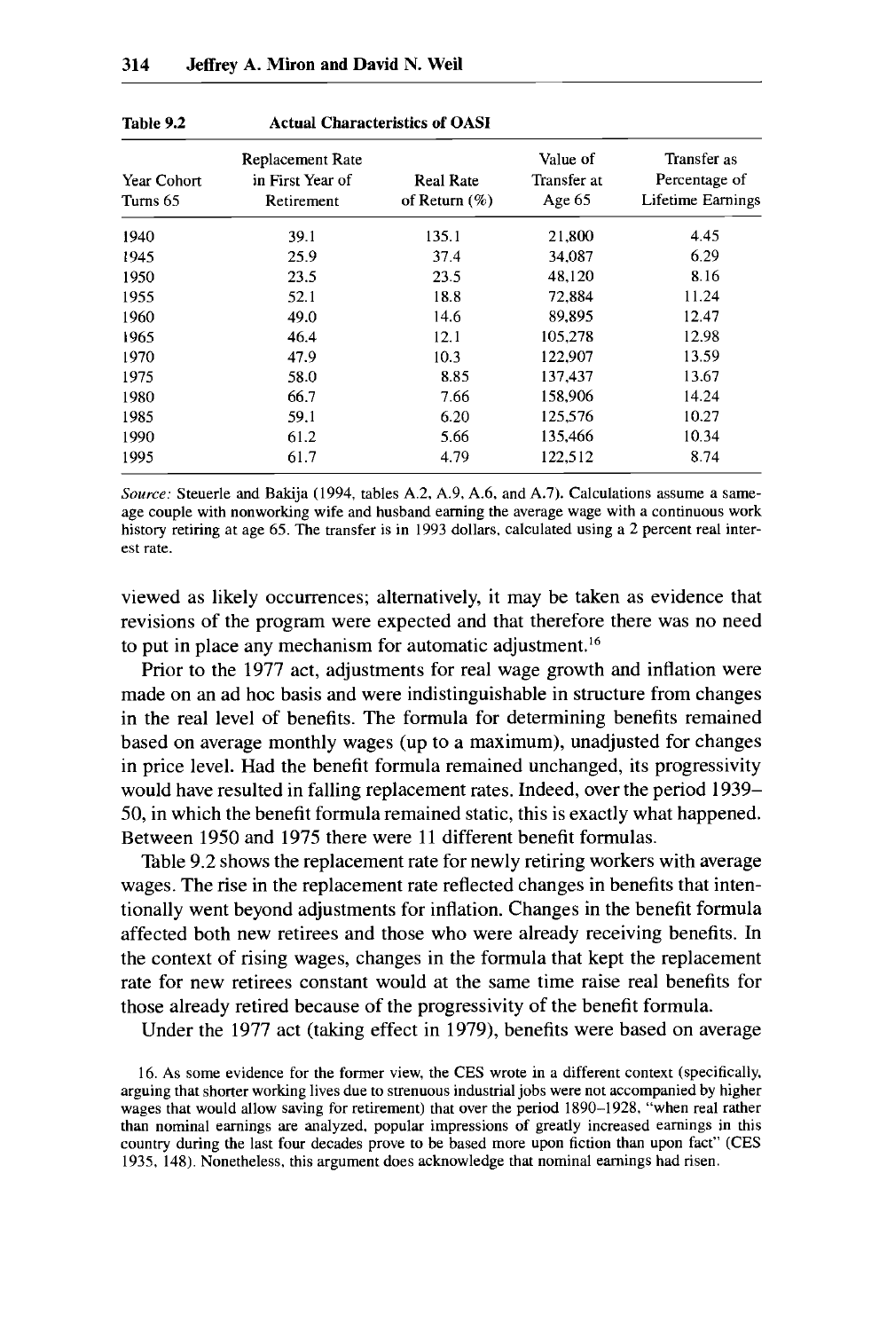Table 9.2 Actual Characteristics of OASI

| Year Cohort Turns 65 | Replacement Rate in First Year of Retirement | Real Rate of Return (%) | Value of Transfer at Age 65 | Transfer as Percentage of Lifetime Earnings |
|---|---|---|---|---|
| 1940 | 39.1 | 135.1 | 21,800 | 4.45 |
| 1945 | 25.9 | 37.4 | 34,087 | 6.29 |
| 1950 | 23.5 | 23.5 | 48,120 | 8.16 |
| 1955 | 52.1 | 18.8 | 72,884 | 11.24 |
| 1960 | 49.0 | 14.6 | 89,895 | 12.47 |
| 1965 | 46.4 | 12.1 | 105,278 | 12.98 |
| 1970 | 47.9 | 10.3 | 122,907 | 13.59 |
| 1975 | 58.0 | 8.85 | 137,437 | 13.67 |
| 1980 | 66.7 | 7.66 | 158,906 | 14.24 |
| 1985 | 59.1 | 6.20 | 125,576 | 10.27 |
| 1990 | 61.2 | 5.66 | 135,466 | 10.34 |
| 1995 | 61.7 | 4.79 | 122,512 | 8.74 |

*Source:* Steuerle and Bakija (1994, tables A.2, A.9, A.6, and A.7). Calculations assume a same-age couple with nonworking wife and husband earning the average wage with a continuous work history retiring at age 65. The transfer is in 1993 dollars, calculated using a 2 percent real interest rate.

viewed as likely occurrences; alternatively, it may be taken as evidence that revisions of the program were expected and that therefore there was no need to put in place any mechanism for automatic adjustment.[16]

Prior to the 1977 act, adjustments for real wage growth and inflation were made on an ad hoc basis and were indistinguishable in structure from changes in the real level of benefits. The formula for determining benefits remained based on average monthly wages (up to a maximum), unadjusted for changes in price level. Had the benefit formula remained unchanged, its progressivity would have resulted in falling replacement rates. Indeed, over the period 1939–50, in which the benefit formula remained static, this is exactly what happened. Between 1950 and 1975 there were 11 different benefit formulas.

Table 9.2 shows the replacement rate for newly retiring workers with average wages. The rise in the replacement rate reflected changes in benefits that intentionally went beyond adjustments for inflation. Changes in the benefit formula affected both new retirees and those who were already receiving benefits. In the context of rising wages, changes in the formula that kept the replacement rate for new retirees constant would at the same time raise real benefits for those already retired because of the progressivity of the benefit formula.

Under the 1977 act (taking effect in 1979), benefits were based on average

16. As some evidence for the former view, the CES wrote in a different context (specifically, arguing that shorter working lives due to strenuous industrial jobs were not accompanied by higher wages that would allow saving for retirement) that over the period 1890–1928, "when real rather than nominal earnings are analyzed, popular impressions of greatly increased earnings in this country during the last four decades prove to be based more upon fiction than upon fact" (CES 1935, 148). Nonetheless, this argument does acknowledge that nominal earnings had risen.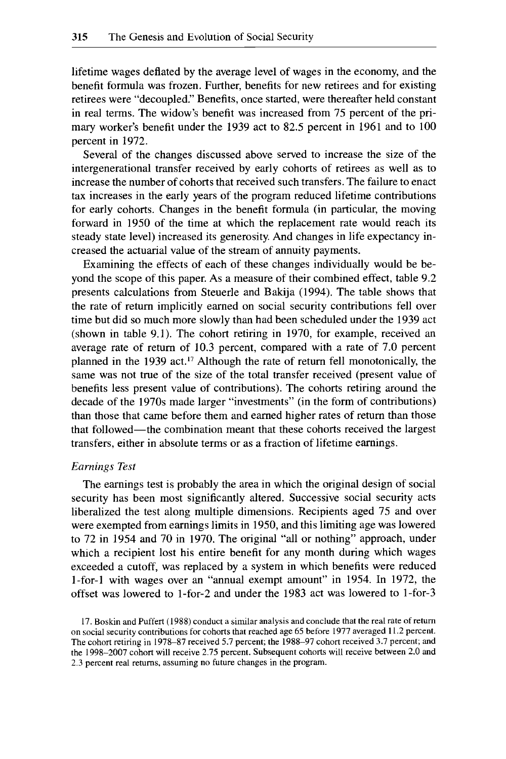lifetime wages deflated by the average level of wages in the economy, and the benefit formula was frozen. Further, benefits for new retirees and for existing retirees were "decoupled." Benefits, once started, were thereafter held constant in real terms. The widow's benefit was increased from 75 percent of the primary worker's benefit under the 1939 act to 82.5 percent in 1961 and to 100 percent in 1972.

Several of the changes discussed above served to increase the size of the intergenerational transfer received by early cohorts of retirees as well as to increase the number of cohorts that received such transfers. The failure to enact tax increases in the early years of the program reduced lifetime contributions for early cohorts. Changes in the benefit formula (in particular, the moving forward in 1950 of the time at which the replacement rate would reach its steady state level) increased its generosity. And changes in life expectancy increased the actuarial value of the stream of annuity payments.

Examining the effects of each of these changes individually would be beyond the scope of this paper. As a measure of their combined effect, table 9.2 presents calculations from Steuerle and Bakija (1994). The table shows that the rate of return implicitly earned on social security contributions fell over time but did so much more slowly than had been scheduled under the 1939 act (shown in table 9.1). The cohort retiring in 1970, for example, received an average rate of return of 10.3 percent, compared with a rate of 7.0 percent planned in the 1939 act.[17] Although the rate of return fell monotonically, the same was not true of the size of the total transfer received (present value of benefits less present value of contributions). The cohorts retiring around the decade of the 1970s made larger "investments" (in the form of contributions) than those that came before them and earned higher rates of return than those that followed—the combination meant that these cohorts received the largest transfers, either in absolute terms or as a fraction of lifetime earnings.

*Earnings Test*

The earnings test is probably the area in which the original design of social security has been most significantly altered. Successive social security acts liberalized the test along multiple dimensions. Recipients aged 75 and over were exempted from earnings limits in 1950, and this limiting age was lowered to 72 in 1954 and 70 in 1970. The original "all or nothing" approach, under which a recipient lost his entire benefit for any month during which wages exceeded a cutoff, was replaced by a system in which benefits were reduced 1-for-1 with wages over an "annual exempt amount" in 1954. In 1972, the offset was lowered to 1-for-2 and under the 1983 act was lowered to 1-for-3

17. Boskin and Puffert (1988) conduct a similar analysis and conclude that the real rate of return on social security contributions for cohorts that reached age 65 before 1977 averaged 11.2 percent. The cohort retiring in 1978–87 received 5.7 percent; the 1988–97 cohort received 3.7 percent; and the 1998–2007 cohort will receive 2.75 percent. Subsequent cohorts will receive between 2.0 and 2.3 percent real returns, assuming no future changes in the program.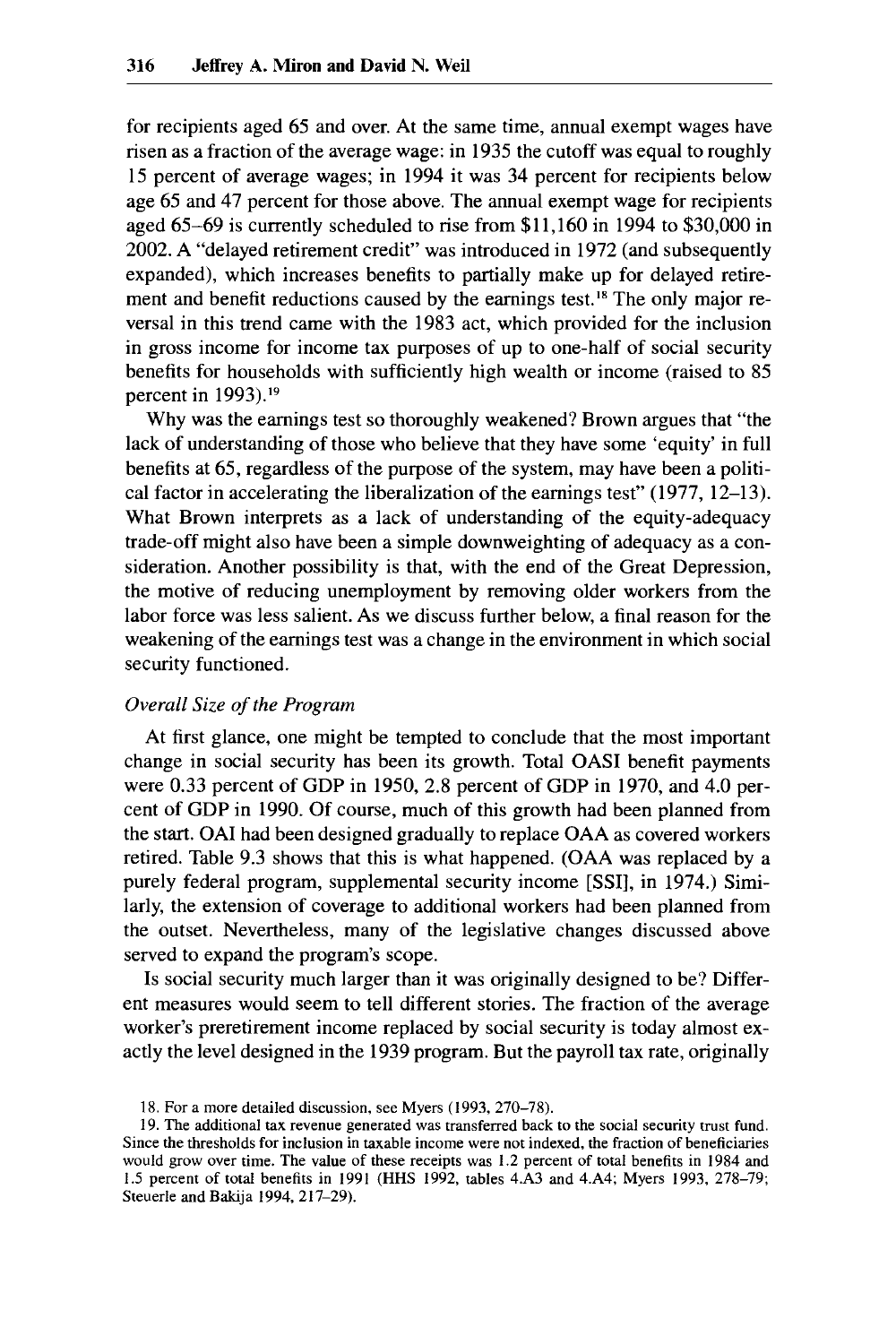for recipients aged 65 and over. At the same time, annual exempt wages have risen as a fraction of the average wage: in 1935 the cutoff was equal to roughly 15 percent of average wages; in 1994 it was 34 percent for recipients below age 65 and 47 percent for those above. The annual exempt wage for recipients aged 65–69 is currently scheduled to rise from $11,160 in 1994 to $30,000 in 2002. A "delayed retirement credit" was introduced in 1972 (and subsequently expanded), which increases benefits to partially make up for delayed retirement and benefit reductions caused by the earnings test.[18] The only major reversal in this trend came with the 1983 act, which provided for the inclusion in gross income for income tax purposes of up to one-half of social security benefits for households with sufficiently high wealth or income (raised to 85 percent in 1993).[19]

Why was the earnings test so thoroughly weakened? Brown argues that "the lack of understanding of those who believe that they have some 'equity' in full benefits at 65, regardless of the purpose of the system, may have been a political factor in accelerating the liberalization of the earnings test" (1977, 12–13). What Brown interprets as a lack of understanding of the equity-adequacy trade-off might also have been a simple downweighting of adequacy as a consideration. Another possibility is that, with the end of the Great Depression, the motive of reducing unemployment by removing older workers from the labor force was less salient. As we discuss further below, a final reason for the weakening of the earnings test was a change in the environment in which social security functioned.

*Overall Size of the Program*

At first glance, one might be tempted to conclude that the most important change in social security has been its growth. Total OASI benefit payments were 0.33 percent of GDP in 1950, 2.8 percent of GDP in 1970, and 4.0 percent of GDP in 1990. Of course, much of this growth had been planned from the start. OAI had been designed gradually to replace OAA as covered workers retired. Table 9.3 shows that this is what happened. (OAA was replaced by a purely federal program, supplemental security income [SSI], in 1974.) Similarly, the extension of coverage to additional workers had been planned from the outset. Nevertheless, many of the legislative changes discussed above served to expand the program's scope.

Is social security much larger than it was originally designed to be? Different measures would seem to tell different stories. The fraction of the average worker's preretirement income replaced by social security is today almost exactly the level designed in the 1939 program. But the payroll tax rate, originally

18. For a more detailed discussion, see Myers (1993, 270–78).

19. The additional tax revenue generated was transferred back to the social security trust fund. Since the thresholds for inclusion in taxable income were not indexed, the fraction of beneficiaries would grow over time. The value of these receipts was 1.2 percent of total benefits in 1984 and 1.5 percent of total benefits in 1991 (HHS 1992, tables 4.A3 and 4.A4; Myers 1993, 278–79; Steuerle and Bakija 1994, 217–29).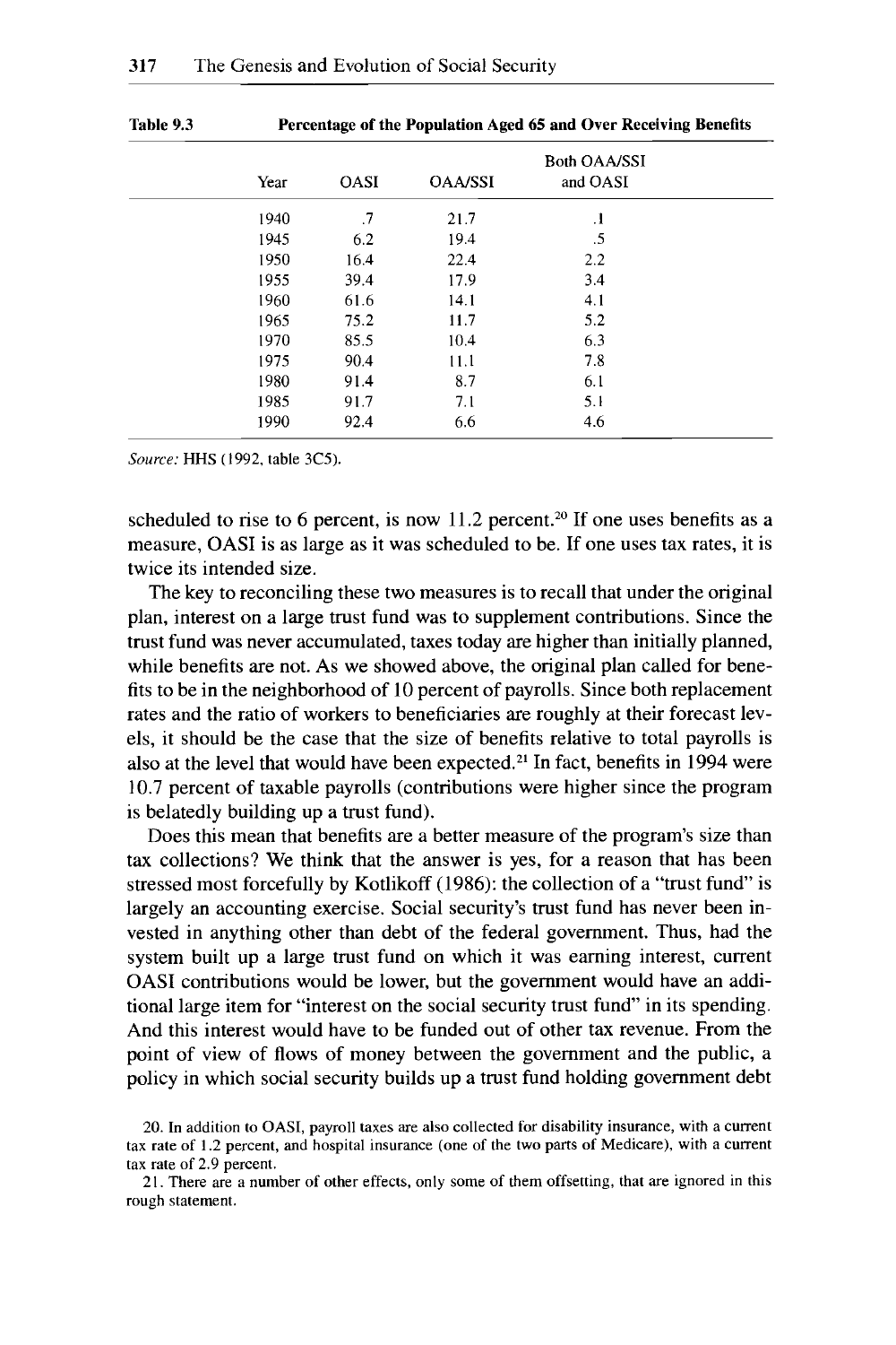Table 9.3 **Percentage of the Population Aged 65 and Over Receiving Benefits**

| Year | OASI | OAA/SSI | Both OAA/SSI and OASI |
|---|---|---|---|
| 1940 | .7 | 21.7 | .1 |
| 1945 | 6.2 | 19.4 | .5 |
| 1950 | 16.4 | 22.4 | 2.2 |
| 1955 | 39.4 | 17.9 | 3.4 |
| 1960 | 61.6 | 14.1 | 4.1 |
| 1965 | 75.2 | 11.7 | 5.2 |
| 1970 | 85.5 | 10.4 | 6.3 |
| 1975 | 90.4 | 11.1 | 7.8 |
| 1980 | 91.4 | 8.7 | 6.1 |
| 1985 | 91.7 | 7.1 | 5.1 |
| 1990 | 92.4 | 6.6 | 4.6 |

*Source:* HHS (1992, table 3C5).

scheduled to rise to 6 percent, is now 11.2 percent.[20] If one uses benefits as a measure, OASI is as large as it was scheduled to be. If one uses tax rates, it is twice its intended size.

The key to reconciling these two measures is to recall that under the original plan, interest on a large trust fund was to supplement contributions. Since the trust fund was never accumulated, taxes today are higher than initially planned, while benefits are not. As we showed above, the original plan called for benefits to be in the neighborhood of 10 percent of payrolls. Since both replacement rates and the ratio of workers to beneficiaries are roughly at their forecast levels, it should be the case that the size of benefits relative to total payrolls is also at the level that would have been expected.[21] In fact, benefits in 1994 were 10.7 percent of taxable payrolls (contributions were higher since the program is belatedly building up a trust fund).

Does this mean that benefits are a better measure of the program's size than tax collections? We think that the answer is yes, for a reason that has been stressed most forcefully by Kotlikoff (1986): the collection of a "trust fund" is largely an accounting exercise. Social security's trust fund has never been invested in anything other than debt of the federal government. Thus, had the system built up a large trust fund on which it was earning interest, current OASI contributions would be lower, but the government would have an additional large item for "interest on the social security trust fund" in its spending. And this interest would have to be funded out of other tax revenue. From the point of view of flows of money between the government and the public, a policy in which social security builds up a trust fund holding government debt

20. In addition to OASI, payroll taxes are also collected for disability insurance, with a current tax rate of 1.2 percent, and hospital insurance (one of the two parts of Medicare), with a current tax rate of 2.9 percent.

21. There are a number of other effects, only some of them offsetting, that are ignored in this rough statement.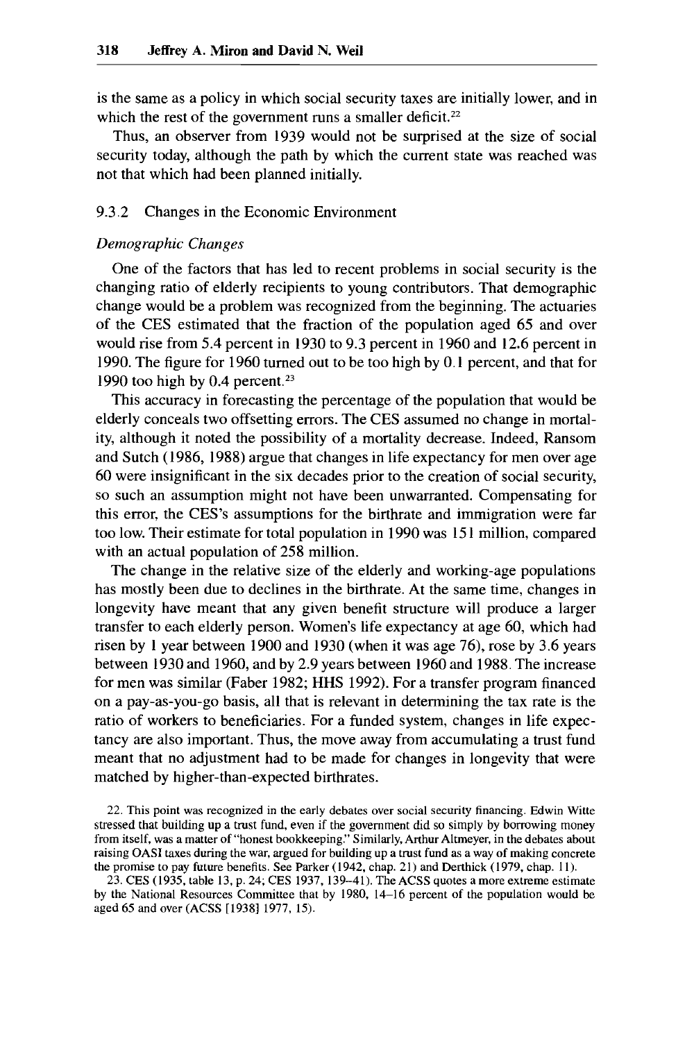is the same as a policy in which social security taxes are initially lower, and in which the rest of the government runs a smaller deficit.[22]

Thus, an observer from 1939 would not be surprised at the size of social security today, although the path by which the current state was reached was not that which had been planned initially.

### 9.3.2 Changes in the Economic Environment

*Demographic Changes*

One of the factors that has led to recent problems in social security is the changing ratio of elderly recipients to young contributors. That demographic change would be a problem was recognized from the beginning. The actuaries of the CES estimated that the fraction of the population aged 65 and over would rise from 5.4 percent in 1930 to 9.3 percent in 1960 and 12.6 percent in 1990. The figure for 1960 turned out to be too high by 0.1 percent, and that for 1990 too high by 0.4 percent.[23]

This accuracy in forecasting the percentage of the population that would be elderly conceals two offsetting errors. The CES assumed no change in mortality, although it noted the possibility of a mortality decrease. Indeed, Ransom and Sutch (1986, 1988) argue that changes in life expectancy for men over age 60 were insignificant in the six decades prior to the creation of social security, so such an assumption might not have been unwarranted. Compensating for this error, the CES's assumptions for the birthrate and immigration were far too low. Their estimate for total population in 1990 was 151 million, compared with an actual population of 258 million.

The change in the relative size of the elderly and working-age populations has mostly been due to declines in the birthrate. At the same time, changes in longevity have meant that any given benefit structure will produce a larger transfer to each elderly person. Women's life expectancy at age 60, which had risen by 1 year between 1900 and 1930 (when it was age 76), rose by 3.6 years between 1930 and 1960, and by 2.9 years between 1960 and 1988. The increase for men was similar (Faber 1982; HHS 1992). For a transfer program financed on a pay-as-you-go basis, all that is relevant in determining the tax rate is the ratio of workers to beneficiaries. For a funded system, changes in life expectancy are also important. Thus, the move away from accumulating a trust fund meant that no adjustment had to be made for changes in longevity that were matched by higher-than-expected birthrates.

22. This point was recognized in the early debates over social security financing. Edwin Witte stressed that building up a trust fund, even if the government did so simply by borrowing money from itself, was a matter of "honest bookkeeping." Similarly, Arthur Altmeyer, in the debates about raising OASI taxes during the war, argued for building up a trust fund as a way of making concrete the promise to pay future benefits. See Parker (1942, chap. 21) and Derthick (1979, chap. 11).

23. CES (1935, table 13, p. 24; CES 1937, 139–41). The ACSS quotes a more extreme estimate by the National Resources Committee that by 1980, 14–16 percent of the population would be aged 65 and over (ACSS [1938] 1977, 15).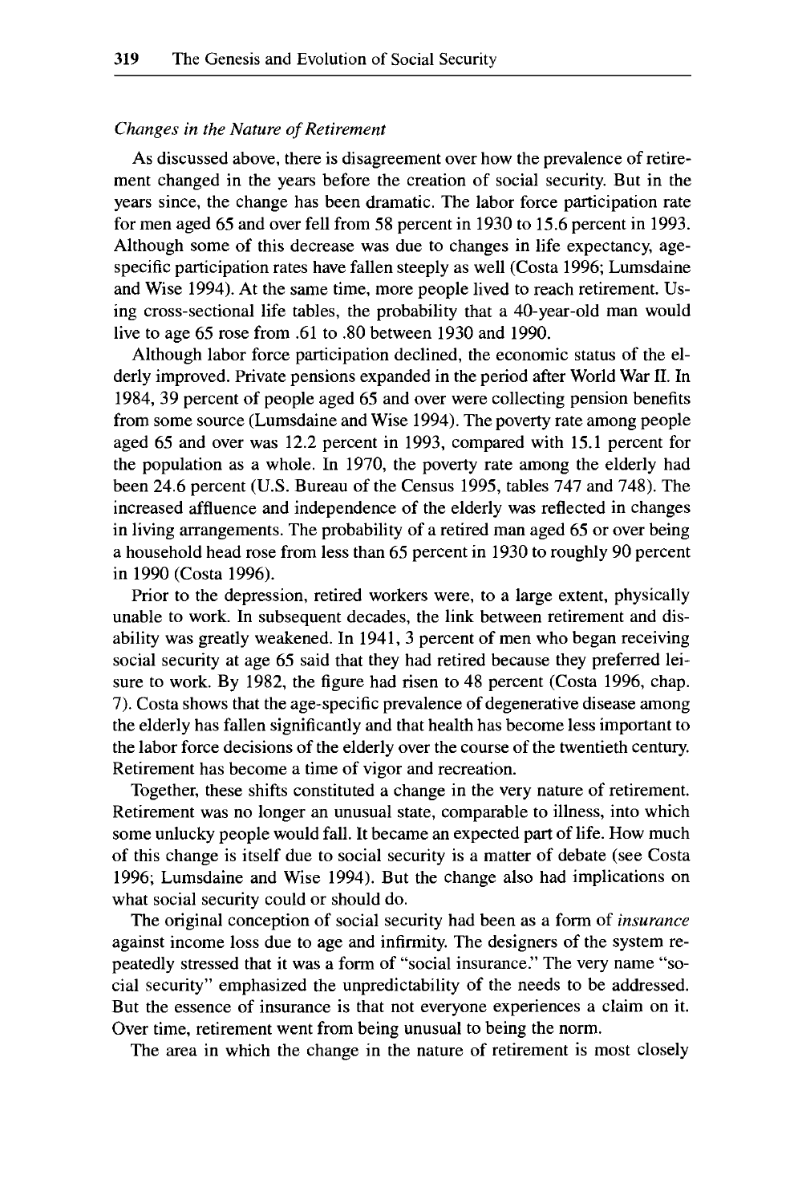*Changes in the Nature of Retirement*

As discussed above, there is disagreement over how the prevalence of retirement changed in the years before the creation of social security. But in the years since, the change has been dramatic. The labor force participation rate for men aged 65 and over fell from 58 percent in 1930 to 15.6 percent in 1993. Although some of this decrease was due to changes in life expectancy, age-specific participation rates have fallen steeply as well (Costa 1996; Lumsdaine and Wise 1994). At the same time, more people lived to reach retirement. Using cross-sectional life tables, the probability that a 40-year-old man would live to age 65 rose from .61 to .80 between 1930 and 1990.

Although labor force participation declined, the economic status of the elderly improved. Private pensions expanded in the period after World War II. In 1984, 39 percent of people aged 65 and over were collecting pension benefits from some source (Lumsdaine and Wise 1994). The poverty rate among people aged 65 and over was 12.2 percent in 1993, compared with 15.1 percent for the population as a whole. In 1970, the poverty rate among the elderly had been 24.6 percent (U.S. Bureau of the Census 1995, tables 747 and 748). The increased affluence and independence of the elderly was reflected in changes in living arrangements. The probability of a retired man aged 65 or over being a household head rose from less than 65 percent in 1930 to roughly 90 percent in 1990 (Costa 1996).

Prior to the depression, retired workers were, to a large extent, physically unable to work. In subsequent decades, the link between retirement and disability was greatly weakened. In 1941, 3 percent of men who began receiving social security at age 65 said that they had retired because they preferred leisure to work. By 1982, the figure had risen to 48 percent (Costa 1996, chap. 7). Costa shows that the age-specific prevalence of degenerative disease among the elderly has fallen significantly and that health has become less important to the labor force decisions of the elderly over the course of the twentieth century. Retirement has become a time of vigor and recreation.

Together, these shifts constituted a change in the very nature of retirement. Retirement was no longer an unusual state, comparable to illness, into which some unlucky people would fall. It became an expected part of life. How much of this change is itself due to social security is a matter of debate (see Costa 1996; Lumsdaine and Wise 1994). But the change also had implications on what social security could or should do.

The original conception of social security had been as a form of *insurance* against income loss due to age and infirmity. The designers of the system repeatedly stressed that it was a form of "social insurance." The very name "social security" emphasized the unpredictability of the needs to be addressed. But the essence of insurance is that not everyone experiences a claim on it. Over time, retirement went from being unusual to being the norm.

The area in which the change in the nature of retirement is most closely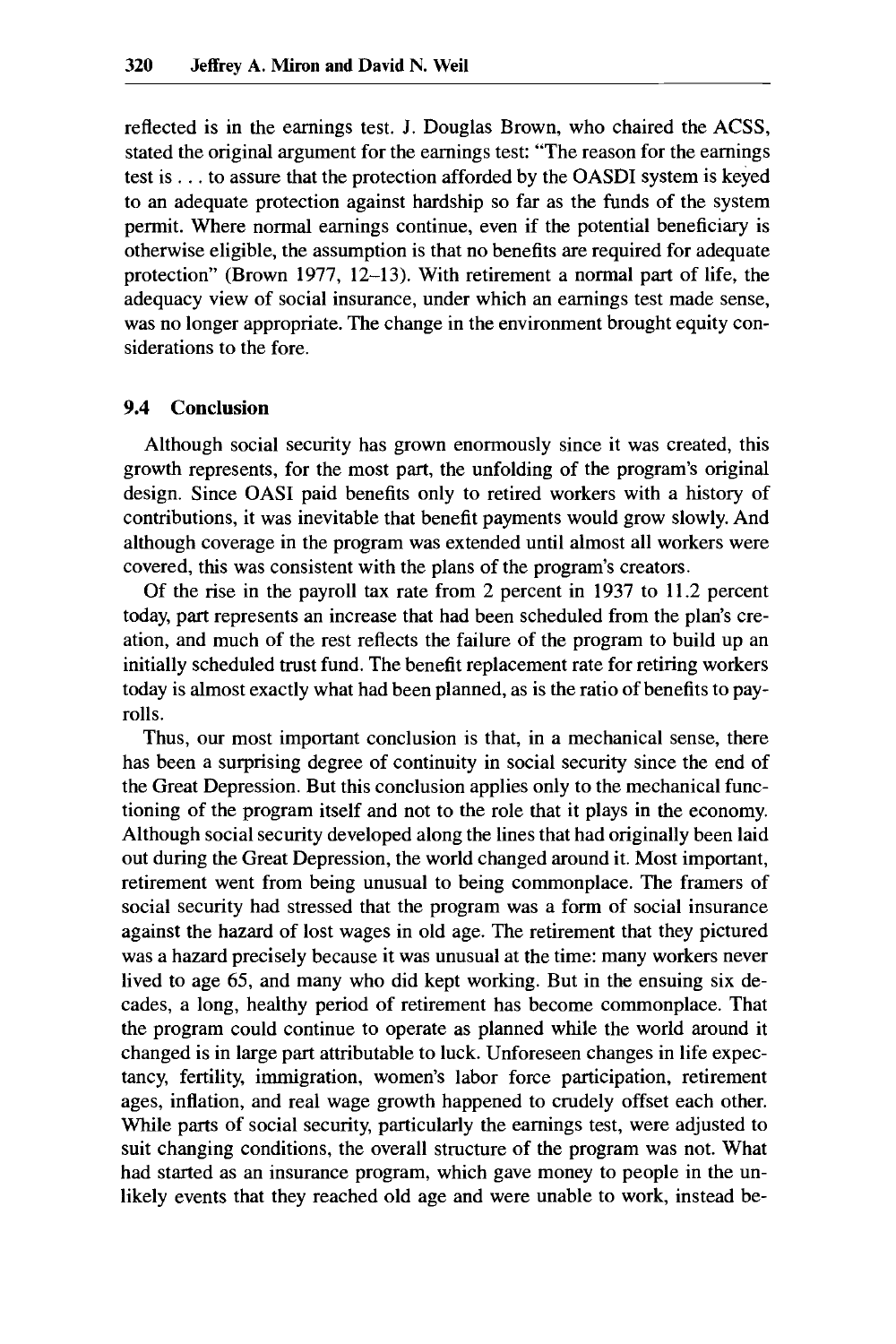reflected is in the earnings test. J. Douglas Brown, who chaired the ACSS, stated the original argument for the earnings test: "The reason for the earnings test is . . . to assure that the protection afforded by the OASDI system is keyed to an adequate protection against hardship so far as the funds of the system permit. Where normal earnings continue, even if the potential beneficiary is otherwise eligible, the assumption is that no benefits are required for adequate protection" (Brown 1977, 12–13). With retirement a normal part of life, the adequacy view of social insurance, under which an earnings test made sense, was no longer appropriate. The change in the environment brought equity considerations to the fore.

## 9.4 Conclusion

Although social security has grown enormously since it was created, this growth represents, for the most part, the unfolding of the program's original design. Since OASI paid benefits only to retired workers with a history of contributions, it was inevitable that benefit payments would grow slowly. And although coverage in the program was extended until almost all workers were covered, this was consistent with the plans of the program's creators.

Of the rise in the payroll tax rate from 2 percent in 1937 to 11.2 percent today, part represents an increase that had been scheduled from the plan's creation, and much of the rest reflects the failure of the program to build up an initially scheduled trust fund. The benefit replacement rate for retiring workers today is almost exactly what had been planned, as is the ratio of benefits to payrolls.

Thus, our most important conclusion is that, in a mechanical sense, there has been a surprising degree of continuity in social security since the end of the Great Depression. But this conclusion applies only to the mechanical functioning of the program itself and not to the role that it plays in the economy. Although social security developed along the lines that had originally been laid out during the Great Depression, the world changed around it. Most important, retirement went from being unusual to being commonplace. The framers of social security had stressed that the program was a form of social insurance against the hazard of lost wages in old age. The retirement that they pictured was a hazard precisely because it was unusual at the time: many workers never lived to age 65, and many who did kept working. But in the ensuing six decades, a long, healthy period of retirement has become commonplace. That the program could continue to operate as planned while the world around it changed is in large part attributable to luck. Unforeseen changes in life expectancy, fertility, immigration, women's labor force participation, retirement ages, inflation, and real wage growth happened to crudely offset each other. While parts of social security, particularly the earnings test, were adjusted to suit changing conditions, the overall structure of the program was not. What had started as an insurance program, which gave money to people in the unlikely events that they reached old age and were unable to work, instead be-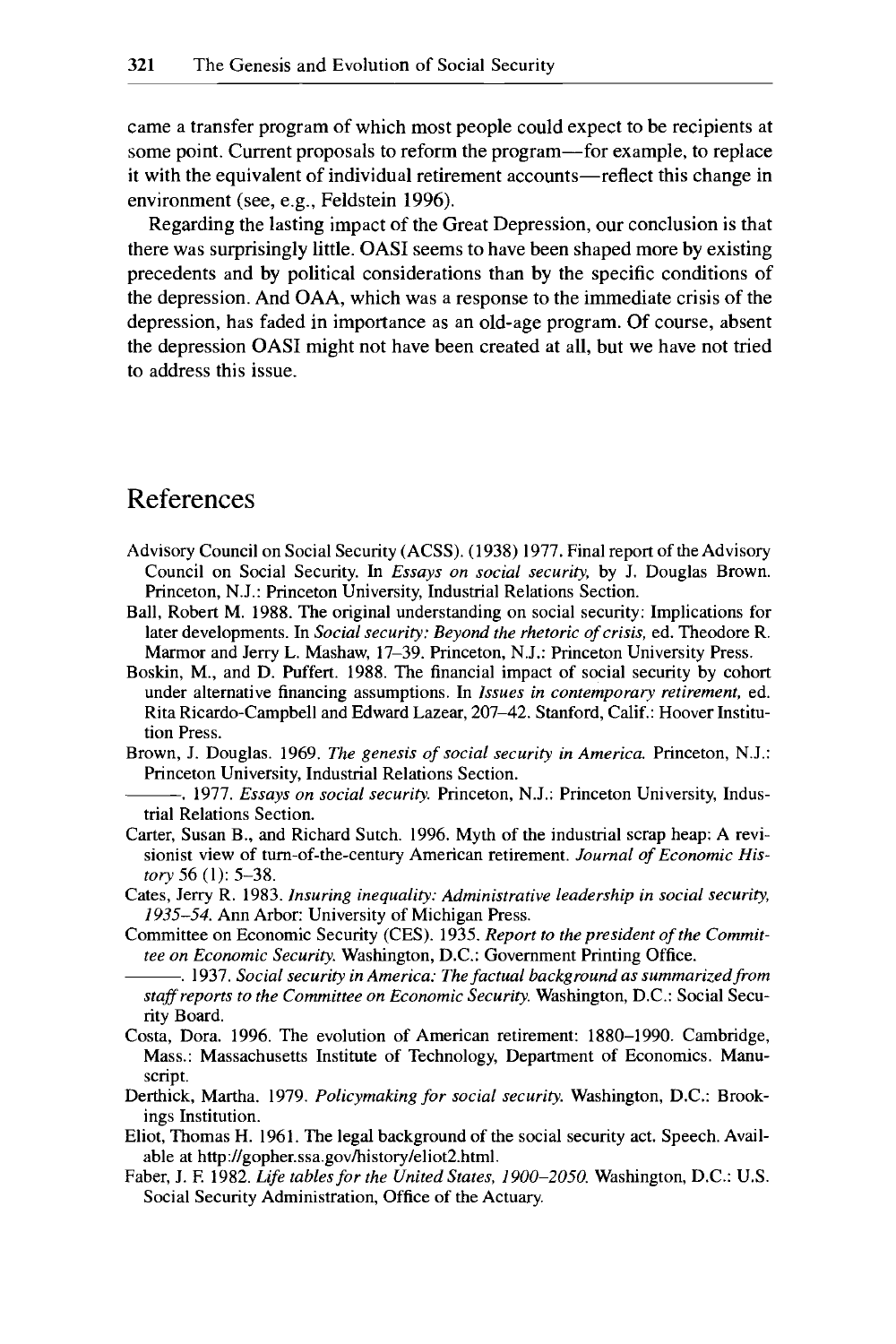came a transfer program of which most people could expect to be recipients at some point. Current proposals to reform the program—for example, to replace it with the equivalent of individual retirement accounts—reflect this change in environment (see, e.g., Feldstein 1996).

Regarding the lasting impact of the Great Depression, our conclusion is that there was surprisingly little. OASI seems to have been shaped more by existing precedents and by political considerations than by the specific conditions of the depression. And OAA, which was a response to the immediate crisis of the depression, has faded in importance as an old-age program. Of course, absent the depression OASI might not have been created at all, but we have not tried to address this issue.

## References

Advisory Council on Social Security (ACSS). (1938) 1977. Final report of the Advisory Council on Social Security. In *Essays on social security,* by J. Douglas Brown. Princeton, N.J.: Princeton University, Industrial Relations Section.

Ball, Robert M. 1988. The original understanding on social security: Implications for later developments. In *Social security: Beyond the rhetoric of crisis,* ed. Theodore R. Marmor and Jerry L. Mashaw, 17–39. Princeton, N.J.: Princeton University Press.

Boskin, M., and D. Puffert. 1988. The financial impact of social security by cohort under alternative financing assumptions. In *Issues in contemporary retirement,* ed. Rita Ricardo-Campbell and Edward Lazear, 207–42. Stanford, Calif.: Hoover Institution Press.

Brown, J. Douglas. 1969. *The genesis of social security in America.* Princeton, N.J.: Princeton University, Industrial Relations Section.

———. 1977. *Essays on social security.* Princeton, N.J.: Princeton University, Industrial Relations Section.

Carter, Susan B., and Richard Sutch. 1996. Myth of the industrial scrap heap: A revisionist view of turn-of-the-century American retirement. *Journal of Economic History* 56 (1): 5–38.

Cates, Jerry R. 1983. *Insuring inequality: Administrative leadership in social security, 1935–54.* Ann Arbor: University of Michigan Press.

Committee on Economic Security (CES). 1935. *Report to the president of the Committee on Economic Security.* Washington, D.C.: Government Printing Office.

———. 1937. *Social security in America: The factual background as summarized from staff reports to the Committee on Economic Security.* Washington, D.C.: Social Security Board.

Costa, Dora. 1996. The evolution of American retirement: 1880–1990. Cambridge, Mass.: Massachusetts Institute of Technology, Department of Economics. Manuscript.

Derthick, Martha. 1979. *Policymaking for social security.* Washington, D.C.: Brookings Institution.

Eliot, Thomas H. 1961. The legal background of the social security act. Speech. Available at http://gopher.ssa.gov/history/eliot2.html.

Faber, J. F. 1982. *Life tables for the United States, 1900–2050.* Washington, D.C.: U.S. Social Security Administration, Office of the Actuary.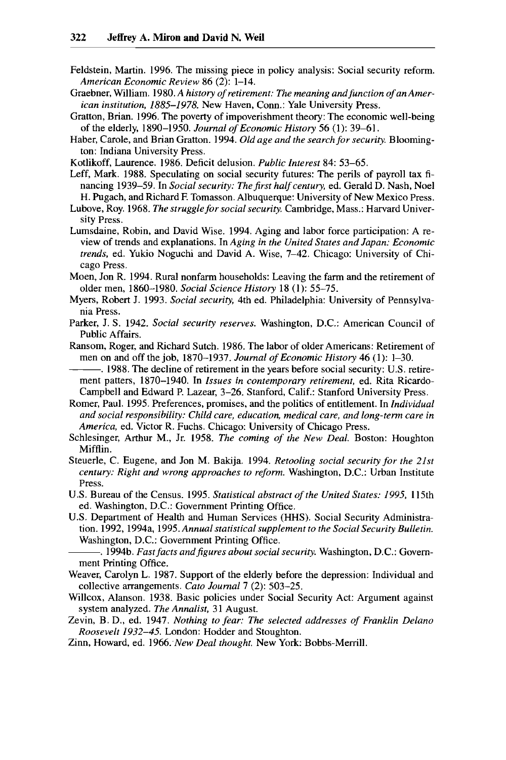Feldstein, Martin. 1996. The missing piece in policy analysis: Social security reform. *American Economic Review* 86 (2): 1–14.

Graebner, William. 1980. *A history of retirement: The meaning and function of an American institution, 1885–1978.* New Haven, Conn.: Yale University Press.

Gratton, Brian. 1996. The poverty of impoverishment theory: The economic well-being of the elderly, 1890–1950. *Journal of Economic History* 56 (1): 39–61.

Haber, Carole, and Brian Gratton. 1994. *Old age and the search for security.* Bloomington: Indiana University Press.

Kotlikoff, Laurence. 1986. Deficit delusion. *Public Interest* 84: 53–65.

Leff, Mark. 1988. Speculating on social security futures: The perils of payroll tax financing 1939–59. In *Social security: The first half century,* ed. Gerald D. Nash, Noel H. Pugach, and Richard F. Tomasson. Albuquerque: University of New Mexico Press.

Lubove, Roy. 1968. *The struggle for social security.* Cambridge, Mass.: Harvard University Press.

Lumsdaine, Robin, and David Wise. 1994. Aging and labor force participation: A review of trends and explanations. In *Aging in the United States and Japan: Economic trends,* ed. Yukio Noguchi and David A. Wise, 7–42. Chicago: University of Chicago Press.

Moen, Jon R. 1994. Rural nonfarm households: Leaving the farm and the retirement of older men, 1860–1980. *Social Science History* 18 (1): 55–75.

Myers, Robert J. 1993. *Social security,* 4th ed. Philadelphia: University of Pennsylvania Press.

Parker, J. S. 1942. *Social security reserves.* Washington, D.C.: American Council of Public Affairs.

Ransom, Roger, and Richard Sutch. 1986. The labor of older Americans: Retirement of men on and off the job, 1870–1937. *Journal of Economic History* 46 (1): 1–30.

———. 1988. The decline of retirement in the years before social security: U.S. retirement patterns, 1870–1940. In *Issues in contemporary retirement,* ed. Rita Ricardo-Campbell and Edward P. Lazear, 3–26. Stanford, Calif.: Stanford University Press.

Romer, Paul. 1995. Preferences, promises, and the politics of entitlement. In *Individual and social responsibility: Child care, education, medical care, and long-term care in America,* ed. Victor R. Fuchs. Chicago: University of Chicago Press.

Schlesinger, Arthur M., Jr. 1958. *The coming of the New Deal.* Boston: Houghton Mifflin.

Steuerle, C. Eugene, and Jon M. Bakija. 1994. *Retooling social security for the 21st century: Right and wrong approaches to reform.* Washington, D.C.: Urban Institute Press.

U.S. Bureau of the Census. 1995. *Statistical abstract of the United States: 1995,* 115th ed. Washington, D.C.: Government Printing Office.

U.S. Department of Health and Human Services (HHS). Social Security Administration. 1992, 1994a, 1995. *Annual statistical supplement to the Social Security Bulletin.* Washington, D.C.: Government Printing Office.

———. 1994b. *Fast facts and figures about social security.* Washington, D.C.: Government Printing Office.

Weaver, Carolyn L. 1987. Support of the elderly before the depression: Individual and collective arrangements. *Cato Journal* 7 (2): 503–25.

Willcox, Alanson. 1938. Basic policies under Social Security Act: Argument against system analyzed. *The Annalist,* 31 August.

Zevin, B. D., ed. 1947. *Nothing to fear: The selected addresses of Franklin Delano Roosevelt 1932–45.* London: Hodder and Stoughton.

Zinn, Howard, ed. 1966. *New Deal thought.* New York: Bobbs-Merrill.